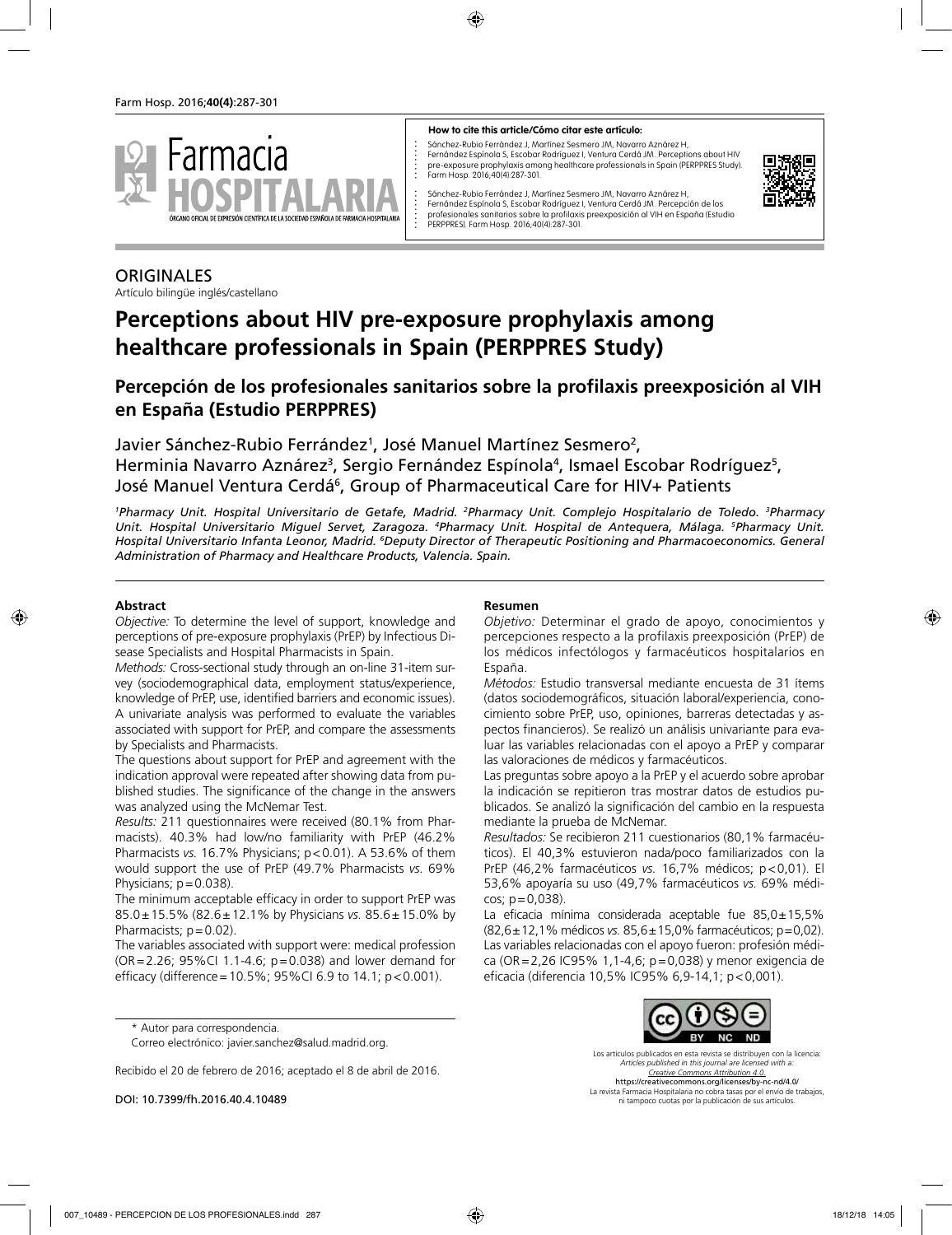**How to cite this article/Cómo citar este artículo:**

Sánchez-Rubio Ferrández J, Martínez Sesmero JM, Navarro Aznárez H, Fernández Espínola S, Escobar Rodríguez I, Ventura Cerdá JM. Perceptions about HIV pre-exposure prophylaxis among healthcare professionals in Spain (PERPPRES Study). Farm Hosp. 2016;40(4):287-301.

Sánchez-Rubio Ferrández J, Martínez Sesmero JM, Navarro Aznárez H, Fernández Espínola S, Escobar Rodríguez I, Ventura Cerdá JM. Percepción de los profesionales sanitarios sobre la profilaxis preexposición al VIH en España (Estudio PERPPRES). Farm Hosp. 2016;40(4):287-301.

ORIGINALES

Artículo bilingüe inglés/castellano

# Perceptions about HIV pre-exposure prophylaxis among healthcare professionals in Spain (PERPPRES Study)

## Percepción de los profesionales sanitarios sobre la profilaxis preexposición al VIH en España (Estudio PERPPRES)

Javier Sánchez-Rubio Ferrández[1], José Manuel Martínez Sesmero[2], Herminia Navarro Aznárez[3], Sergio Fernández Espínola[4], Ismael Escobar Rodríguez[5], José Manuel Ventura Cerdá[6], Group of Pharmaceutical Care for HIV+ Patients

*[1]Pharmacy Unit. Hospital Universitario de Getafe, Madrid. [2]Pharmacy Unit. Complejo Hospitalario de Toledo. [3]Pharmacy Unit. Hospital Universitario Miguel Servet, Zaragoza. [4]Pharmacy Unit. Hospital de Antequera, Málaga. [5]Pharmacy Unit. Hospital Universitario Infanta Leonor, Madrid. [6]Deputy Director of Therapeutic Positioning and Pharmacoeconomics. General Administration of Pharmacy and Healthcare Products, Valencia. Spain.*

### Abstract

*Objective:* To determine the level of support, knowledge and perceptions of pre-exposure prophylaxis (PrEP) by Infectious Disease Specialists and Hospital Pharmacists in Spain.

*Methods:* Cross-sectional study through an on-line 31-item survey (sociodemographical data, employment status/experience, knowledge of PrEP, use, identified barriers and economic issues). A univariate analysis was performed to evaluate the variables associated with support for PrEP, and compare the assessments by Specialists and Pharmacists.

The questions about support for PrEP and agreement with the indication approval were repeated after showing data from published studies. The significance of the change in the answers was analyzed using the McNemar Test.

*Results:* 211 questionnaires were received (80.1% from Pharmacists). 40.3% had low/no familiarity with PrEP (46.2% Pharmacists *vs.* 16.7% Physicians; $p<0.01$). A 53.6% of them would support the use of PrEP (49.7% Pharmacists *vs.* 69% Physicians; $p=0.038$).

The minimum acceptable efficacy in order to support PrEP was $85.0\pm15.5\%$ ($82.6\pm12.1\%$ by Physicians *vs.* $85.6\pm15.0\%$ by Pharmacists; $p=0.02$).

The variables associated with support were: medical profession (OR=2.26; 95%CI 1.1-4.6; $p=0.038$) and lower demand for efficacy (difference=10.5%; 95%CI 6.9 to 14.1; $p<0.001$).

### Resumen

*Objetivo:* Determinar el grado de apoyo, conocimientos y percepciones respecto a la profilaxis preexposición (PrEP) de los médicos infectólogos y farmacéuticos hospitalarios en España.

*Métodos:* Estudio transversal mediante encuesta de 31 ítems (datos sociodemográficos, situación laboral/experiencia, conocimiento sobre PrEP, uso, opiniones, barreras detectadas y aspectos financieros). Se realizó un análisis univariante para evaluar las variables relacionadas con el apoyo a PrEP y comparar las valoraciones de médicos y farmacéuticos.

Las preguntas sobre apoyo a la PrEP y el acuerdo sobre aprobar la indicación se repitieron tras mostrar datos de estudios publicados. Se analizó la significación del cambio en la respuesta mediante la prueba de McNemar.

*Resultados:* Se recibieron 211 cuestionarios (80,1% farmacéuticos). El 40,3% estuvieron nada/poco familiarizados con la PrEP (46,2% farmacéuticos *vs.* 16,7% médicos; p<0,01). El 53,6% apoyaría su uso (49,7% farmacéuticos *vs.* 69% médicos; p=0,038).

La eficacia mínima considerada aceptable fue 85,0±15,5% (82,6±12,1% médicos *vs.* 85,6±15,0% farmacéuticos; p=0,02). Las variables relacionadas con el apoyo fueron: profesión médica (OR=2,26 IC95% 1,1-4,6; p=0,038) y menor exigencia de eficacia (diferencia 10,5% IC95% 6,9-14,1; p<0,001).

\* Autor para correspondencia.

Correo electrónico: javier.sanchez@salud.madrid.org.

Recibido el 20 de febrero de 2016; aceptado el 8 de abril de 2016.

DOI: 10.7399/fh.2016.40.4.10489

Los artículos publicados en esta revista se distribuyen con la licencia: *Articles published in this journal are licensed with a: Creative Commons Attribution 4.0.* https://creativecommons.org/licenses/by-nc-nd/4.0/ La revista Farmacia Hospitalaria no cobra tasas por el envío de trabajos, ni tampoco cuotas por la publicación de sus artículos.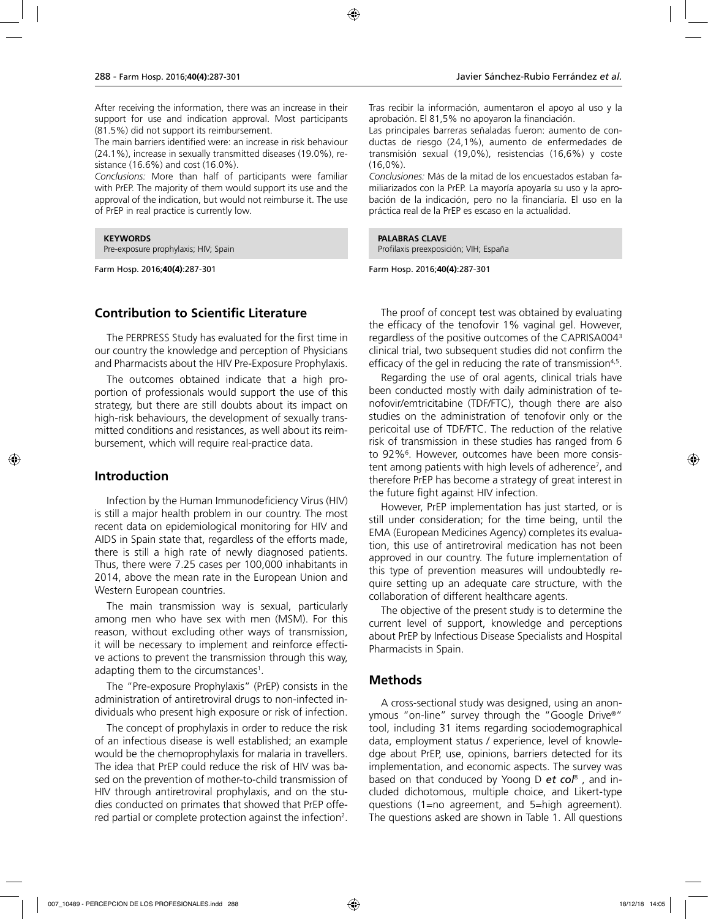After receiving the information, there was an increase in their support for use and indication approval. Most participants (81.5%) did not support its reimbursement.

The main barriers identified were: an increase in risk behaviour (24.1%), increase in sexually transmitted diseases (19.0%), resistance (16.6%) and cost (16.0%).

*Conclusions:* More than half of participants were familiar with PrEP. The majority of them would support its use and the approval of the indication, but would not reimburse it. The use of PrEP in real practice is currently low.

**KEYWORDS**
Pre-exposure prophylaxis; HIV; Spain

Tras recibir la información, aumentaron el apoyo al uso y la aprobación. El 81,5% no apoyaron la financiación.

Las principales barreras señaladas fueron: aumento de conductas de riesgo (24,1%), aumento de enfermedades de transmisión sexual (19,0%), resistencias (16,6%) y coste (16,0%).

*Conclusiones:* Más de la mitad de los encuestados estaban familiarizados con la PrEP. La mayoría apoyaría su uso y la aprobación de la indicación, pero no la financiaría. El uso en la práctica real de la PrEP es escaso en la actualidad.

**PALABRAS CLAVE**
Profilaxis preexposición; VIH; España

## Contribution to Scientific Literature

The PERPRESS Study has evaluated for the first time in our country the knowledge and perception of Physicians and Pharmacists about the HIV Pre-Exposure Prophylaxis.

The outcomes obtained indicate that a high proportion of professionals would support the use of this strategy, but there are still doubts about its impact on high-risk behaviours, the development of sexually transmitted conditions and resistances, as well about its reimbursement, which will require real-practice data.

## Introduction

Infection by the Human Immunodeficiency Virus (HIV) is still a major health problem in our country. The most recent data on epidemiological monitoring for HIV and AIDS in Spain state that, regardless of the efforts made, there is still a high rate of newly diagnosed patients. Thus, there were 7.25 cases per 100,000 inhabitants in 2014, above the mean rate in the European Union and Western European countries.

The main transmission way is sexual, particularly among men who have sex with men (MSM). For this reason, without excluding other ways of transmission, it will be necessary to implement and reinforce effective actions to prevent the transmission through this way, adapting them to the circumstances[1].

The "Pre-exposure Prophylaxis" (PrEP) consists in the administration of antiretroviral drugs to non-infected individuals who present high exposure or risk of infection.

The concept of prophylaxis in order to reduce the risk of an infectious disease is well established; an example would be the chemoprophylaxis for malaria in travellers. The idea that PrEP could reduce the risk of HIV was based on the prevention of mother-to-child transmission of HIV through antiretroviral prophylaxis, and on the studies conducted on primates that showed that PrEP offered partial or complete protection against the infection[2].

The proof of concept test was obtained by evaluating the efficacy of the tenofovir 1% vaginal gel. However, regardless of the positive outcomes of the CAPRISA004[3] clinical trial, two subsequent studies did not confirm the efficacy of the gel in reducing the rate of transmission[4,5].

Regarding the use of oral agents, clinical trials have been conducted mostly with daily administration of tenofovir/emtricitabine (TDF/FTC), though there are also studies on the administration of tenofovir only or the pericoital use of TDF/FTC. The reduction of the relative risk of transmission in these studies has ranged from 6 to 92%[6]. However, outcomes have been more consistent among patients with high levels of adherence[7], and therefore PrEP has become a strategy of great interest in the future fight against HIV infection.

However, PrEP implementation has just started, or is still under consideration; for the time being, until the EMA (European Medicines Agency) completes its evaluation, this use of antiretroviral medication has not been approved in our country. The future implementation of this type of prevention measures will undoubtedly require setting up an adequate care structure, with the collaboration of different healthcare agents.

The objective of the present study is to determine the current level of support, knowledge and perceptions about PrEP by Infectious Disease Specialists and Hospital Pharmacists in Spain.

## Methods

A cross-sectional study was designed, using an anonymous "on-line" survey through the "Google Drive®" tool, including 31 items regarding sociodemographical data, employment status / experience, level of knowledge about PrEP, use, opinions, barriers detected for its implementation, and economic aspects. The survey was based on that conduced by Yoong D ***et col***[8], and included dichotomous, multiple choice, and Likert-type questions (1=no agreement, and 5=high agreement). The questions asked are shown in Table 1. All questions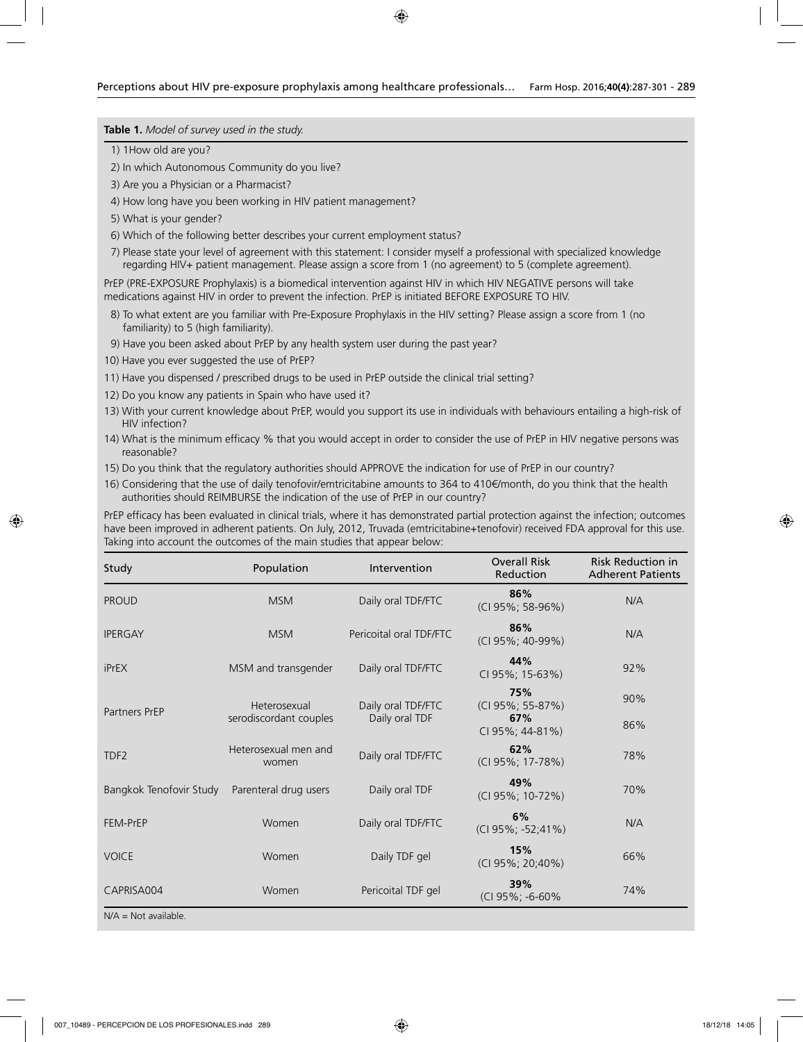**Table 1.** *Model of survey used in the study.*

1) 1How old are you?
2) In which Autonomous Community do you live?
3) Are you a Physician or a Pharmacist?
4) How long have you been working in HIV patient management?
5) What is your gender?
6) Which of the following better describes your current employment status?
7) Please state your level of agreement with this statement: I consider myself a professional with specialized knowledge regarding HIV+ patient management. Please assign a score from 1 (no agreement) to 5 (complete agreement).

PrEP (PRE-EXPOSURE Prophylaxis) is a biomedical intervention against HIV in which HIV NEGATIVE persons will take medications against HIV in order to prevent the infection. PrEP is initiated BEFORE EXPOSURE TO HIV.

8) To what extent are you familiar with Pre-Exposure Prophylaxis in the HIV setting? Please assign a score from 1 (no familiarity) to 5 (high familiarity).
9) Have you been asked about PrEP by any health system user during the past year?
10) Have you ever suggested the use of PrEP?
11) Have you dispensed / prescribed drugs to be used in PrEP outside the clinical trial setting?
12) Do you know any patients in Spain who have used it?
13) With your current knowledge about PrEP, would you support its use in individuals with behaviours entailing a high-risk of HIV infection?
14) What is the minimum efficacy % that you would accept in order to consider the use of PrEP in HIV negative persons was reasonable?
15) Do you think that the regulatory authorities should APPROVE the indication for use of PrEP in our country?
16) Considering that the use of daily tenofovir/emtricitabine amounts to 364 to 410€/month, do you think that the health authorities should REIMBURSE the indication of the use of PrEP in our country?

PrEP efficacy has been evaluated in clinical trials, where it has demonstrated partial protection against the infection; outcomes have been improved in adherent patients. On July, 2012, Truvada (emtricitabine+tenofovir) received FDA approval for this use. Taking into account the outcomes of the main studies that appear below:

| Study | Population | Intervention | Overall Risk Reduction | Risk Reduction in Adherent Patients |
|---|---|---|---|---|
| PROUD | MSM | Daily oral TDF/FTC | **86%** (CI 95%; 58-96%) | N/A |
| IPERGAY | MSM | Pericoital oral TDF/FTC | **86%** (CI 95%; 40-99%) | N/A |
| iPrEX | MSM and transgender | Daily oral TDF/FTC | **44%** CI 95%; 15-63%) | 92% |
| Partners PrEP | Heterosexual serodiscordant couples | Daily oral TDF/FTC | **75%** (CI 95%; 55-87%) | 90% |
| | | Daily oral TDF | **67%** CI 95%; 44-81%) | 86% |
| TDF2 | Heterosexual men and women | Daily oral TDF/FTC | **62%** (CI 95%; 17-78%) | 78% |
| Bangkok Tenofovir Study | Parenteral drug users | Daily oral TDF | **49%** (CI 95%; 10-72%) | 70% |
| FEM-PrEP | Women | Daily oral TDF/FTC | **6%** (CI 95%; -52;41%) | N/A |
| VOICE | Women | Daily TDF gel | **15%** (CI 95%; 20;40%) | 66% |
| CAPRISA004 | Women | Pericoital TDF gel | **39%** (CI 95%; -6-60% | 74% |

N/A = Not available.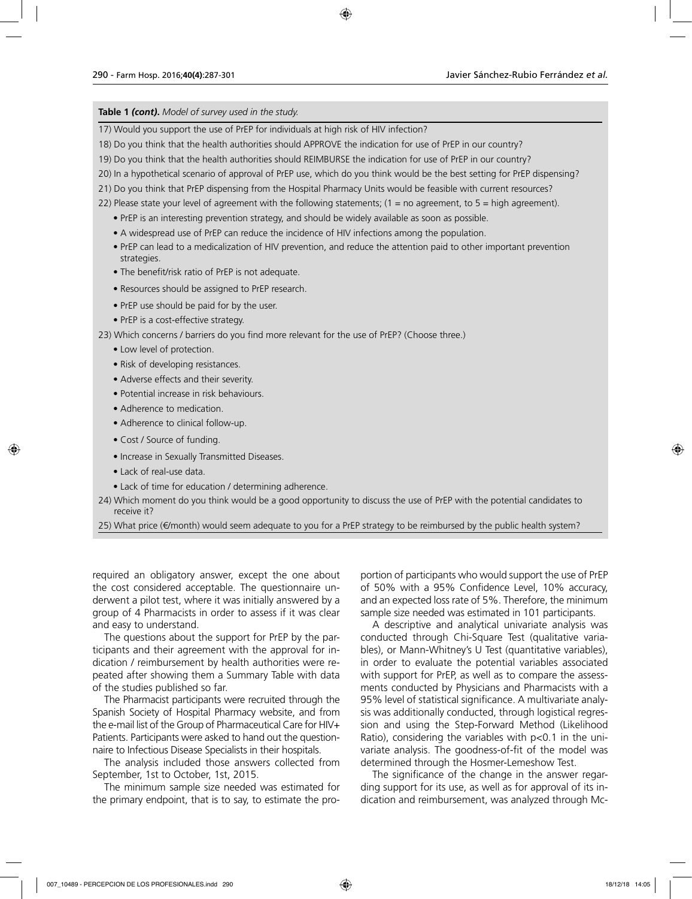**Table 1 *(cont)*.** *Model of survey used in the study.*

17) Would you support the use of PrEP for individuals at high risk of HIV infection?

18) Do you think that the health authorities should APPROVE the indication for use of PrEP in our country?

19) Do you think that the health authorities should REIMBURSE the indication for use of PrEP in our country?

20) In a hypothetical scenario of approval of PrEP use, which do you think would be the best setting for PrEP dispensing?

21) Do you think that PrEP dispensing from the Hospital Pharmacy Units would be feasible with current resources?

22) Please state your level of agreement with the following statements; (1 = no agreement, to 5 = high agreement).

- PrEP is an interesting prevention strategy, and should be widely available as soon as possible.
- A widespread use of PrEP can reduce the incidence of HIV infections among the population.
- PrEP can lead to a medicalization of HIV prevention, and reduce the attention paid to other important prevention strategies.
- The benefit/risk ratio of PrEP is not adequate.
- Resources should be assigned to PrEP research.
- PrEP use should be paid for by the user.
- PrEP is a cost-effective strategy.

23) Which concerns / barriers do you find more relevant for the use of PrEP? (Choose three.)

- Low level of protection.
- Risk of developing resistances.
- Adverse effects and their severity.
- Potential increase in risk behaviours.
- Adherence to medication.
- Adherence to clinical follow-up.
- Cost / Source of funding.
- Increase in Sexually Transmitted Diseases.
- Lack of real-use data.
- Lack of time for education / determining adherence.

24) Which moment do you think would be a good opportunity to discuss the use of PrEP with the potential candidates to receive it?

25) What price (€/month) would seem adequate to you for a PrEP strategy to be reimbursed by the public health system?

required an obligatory answer, except the one about the cost considered acceptable. The questionnaire underwent a pilot test, where it was initially answered by a group of 4 Pharmacists in order to assess if it was clear and easy to understand.

The questions about the support for PrEP by the participants and their agreement with the approval for indication / reimbursement by health authorities were repeated after showing them a Summary Table with data of the studies published so far.

The Pharmacist participants were recruited through the Spanish Society of Hospital Pharmacy website, and from the e-mail list of the Group of Pharmaceutical Care for HIV+ Patients. Participants were asked to hand out the questionnaire to Infectious Disease Specialists in their hospitals.

The analysis included those answers collected from September, 1st to October, 1st, 2015.

The minimum sample size needed was estimated for the primary endpoint, that is to say, to estimate the proportion of participants who would support the use of PrEP of 50% with a 95% Confidence Level, 10% accuracy, and an expected loss rate of 5%. Therefore, the minimum sample size needed was estimated in 101 participants.

A descriptive and analytical univariate analysis was conducted through Chi-Square Test (qualitative variables), or Mann-Whitney's U Test (quantitative variables), in order to evaluate the potential variables associated with support for PrEP, as well as to compare the assessments conducted by Physicians and Pharmacists with a 95% level of statistical significance. A multivariate analysis was additionally conducted, through logistical regression and using the Step-Forward Method (Likelihood Ratio), considering the variables with $p<0.1$ in the univariate analysis. The goodness-of-fit of the model was determined through the Hosmer-Lemeshow Test.

The significance of the change in the answer regarding support for its use, as well as for approval of its indication and reimbursement, was analyzed through Mc-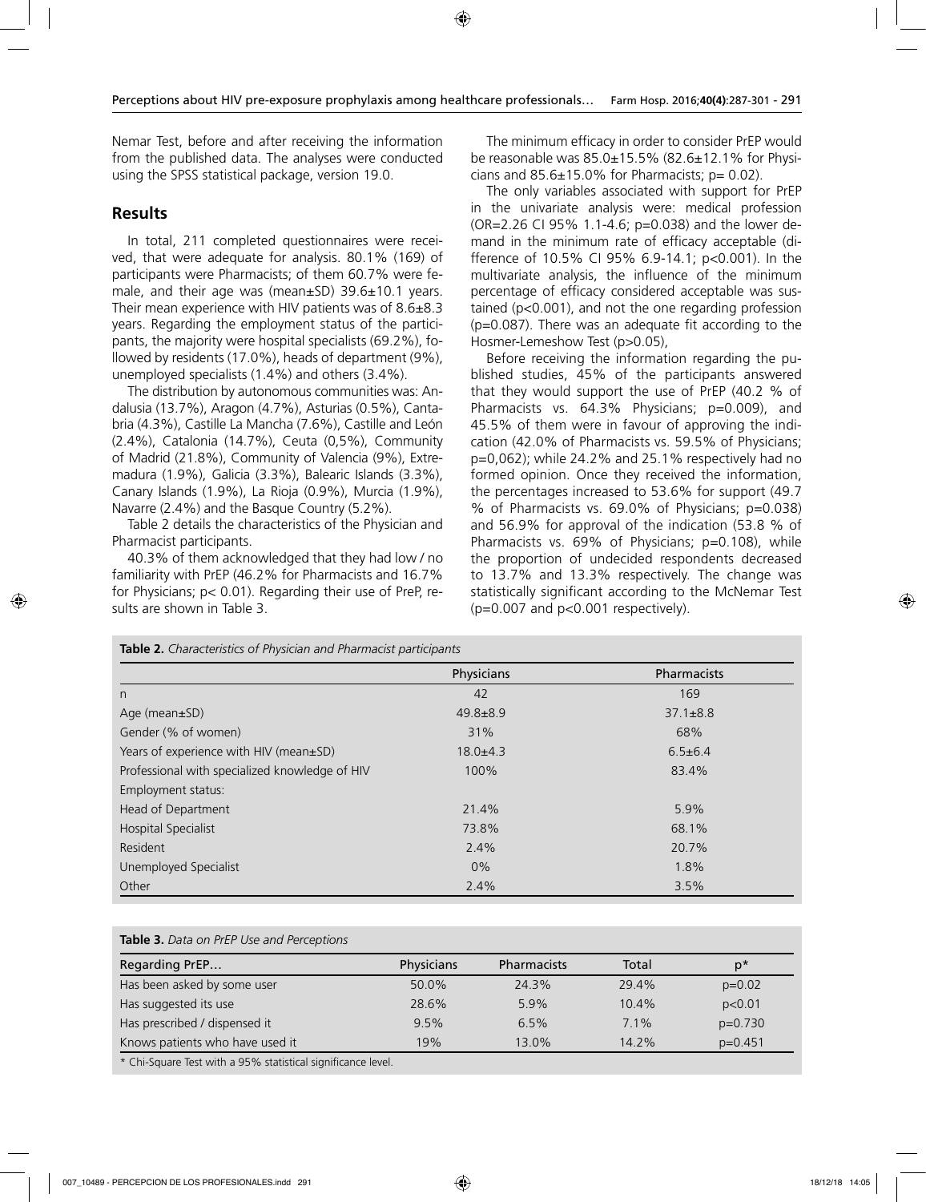Nemar Test, before and after receiving the information from the published data. The analyses were conducted using the SPSS statistical package, version 19.0.

## Results

In total, 211 completed questionnaires were received, that were adequate for analysis. 80.1% (169) of participants were Pharmacists; of them 60.7% were female, and their age was (mean±SD) 39.6±10.1 years. Their mean experience with HIV patients was of 8.6±8.3 years. Regarding the employment status of the participants, the majority were hospital specialists (69.2%), followed by residents (17.0%), heads of department (9%), unemployed specialists (1.4%) and others (3.4%).

The distribution by autonomous communities was: Andalusia (13.7%), Aragon (4.7%), Asturias (0.5%), Cantabria (4.3%), Castille La Mancha (7.6%), Castille and León (2.4%), Catalonia (14.7%), Ceuta (0,5%), Community of Madrid (21.8%), Community of Valencia (9%), Extremadura (1.9%), Galicia (3.3%), Balearic Islands (3.3%), Canary Islands (1.9%), La Rioja (0.9%), Murcia (1.9%), Navarre (2.4%) and the Basque Country (5.2%).

Table 2 details the characteristics of the Physician and Pharmacist participants.

40.3% of them acknowledged that they had low / no familiarity with PrEP (46.2% for Pharmacists and 16.7% for Physicians; $p < 0.01$). Regarding their use of PreP, results are shown in Table 3.

The minimum efficacy in order to consider PrEP would be reasonable was 85.0±15.5% (82.6±12.1% for Physicians and 85.6±15.0% for Pharmacists; $p = 0.02$).

The only variables associated with support for PrEP in the univariate analysis were: medical profession (OR=2.26 CI 95% 1.1-4.6; $p=0.038$) and the lower demand in the minimum rate of efficacy acceptable (difference of 10.5% CI 95% 6.9-14.1; $p<0.001$). In the multivariate analysis, the influence of the minimum percentage of efficacy considered acceptable was sustained ($p<0.001$), and not the one regarding profession ($p=0.087$). There was an adequate fit according to the Hosmer-Lemeshow Test ($p>0.05$),

Before receiving the information regarding the published studies, 45% of the participants answered that they would support the use of PrEP (40.2 % of Pharmacists vs. 64.3% Physicians; $p=0.009$), and 45.5% of them were in favour of approving the indication (42.0% of Pharmacists vs. 59.5% of Physicians; p=0,062); while 24.2% and 25.1% respectively had no formed opinion. Once they received the information, the percentages increased to 53.6% for support (49.7 % of Pharmacists vs. 69.0% of Physicians; $p=0.038$) and 56.9% for approval of the indication (53.8 % of Pharmacists vs. 69% of Physicians; $p=0.108$), while the proportion of undecided respondents decreased to 13.7% and 13.3% respectively. The change was statistically significant according to the McNemar Test ($p=0.007$ and $p<0.001$ respectively).

**Table 2.** *Characteristics of Physician and Pharmacist participants*

| | Physicians | Pharmacists |
|---|---|---|
| n | 42 | 169 |
| Age (mean±SD) | 49.8±8.9 | 37.1±8.8 |
| Gender (% of women) | 31% | 68% |
| Years of experience with HIV (mean±SD) | 18.0±4.3 | 6.5±6.4 |
| Professional with specialized knowledge of HIV | 100% | 83.4% |
| Employment status: | | |
| Head of Department | 21.4% | 5.9% |
| Hospital Specialist | 73.8% | 68.1% |
| Resident | 2.4% | 20.7% |
| Unemployed Specialist | 0% | 1.8% |
| Other | 2.4% | 3.5% |

**Table 3.** *Data on PrEP Use and Perceptions*

| Regarding PrEP… | Physicians | Pharmacists | Total | p* |
|---|---|---|---|---|
| Has been asked by some user | 50.0% | 24.3% | 29.4% | p=0.02 |
| Has suggested its use | 28.6% | 5.9% | 10.4% | p<0.01 |
| Has prescribed / dispensed it | 9.5% | 6.5% | 7.1% | p=0.730 |
| Knows patients who have used it | 19% | 13.0% | 14.2% | p=0.451 |

\* Chi-Square Test with a 95% statistical significance level.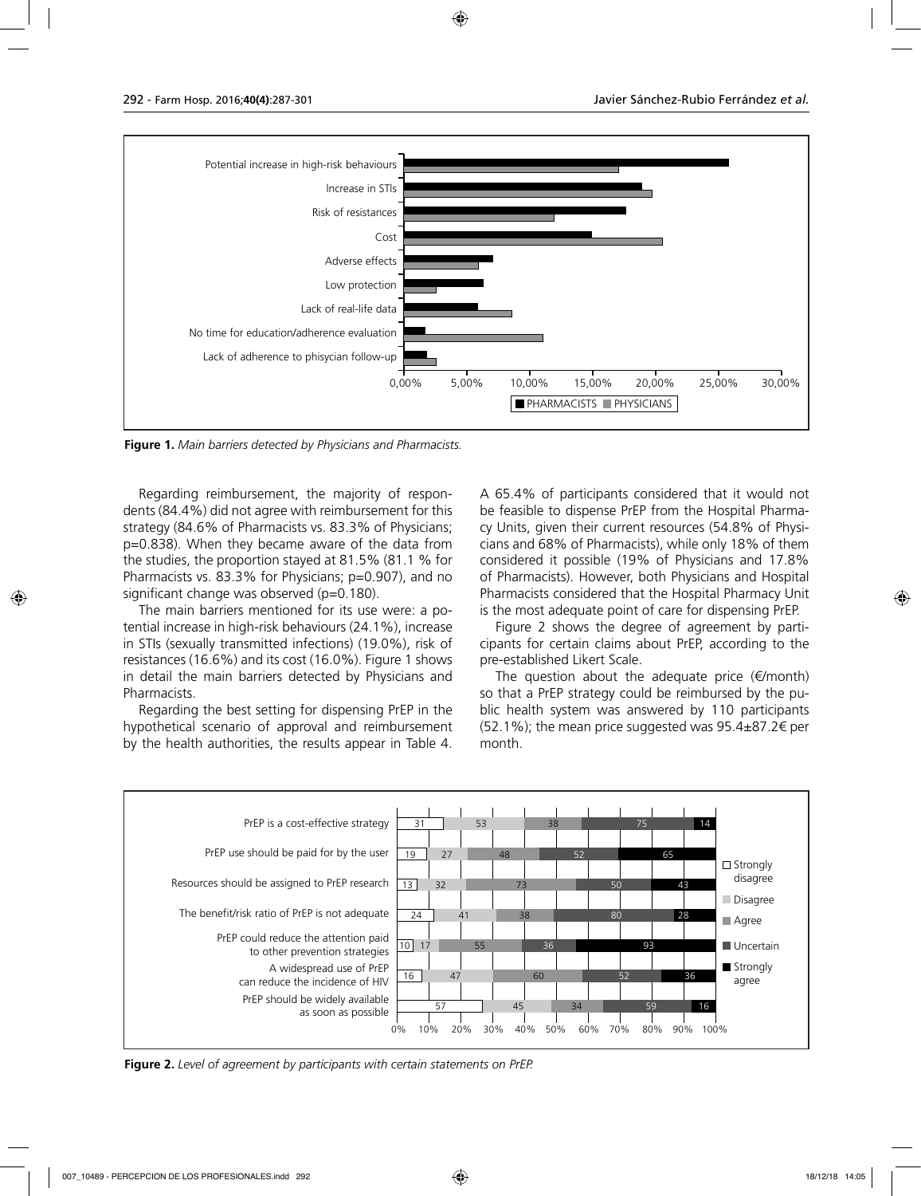Figure 1. *Main barriers detected by Physicians and Pharmacists.*

Regarding reimbursement, the majority of respondents (84.4%) did not agree with reimbursement for this strategy (84.6% of Pharmacists vs. 83.3% of Physicians; p=0.838). When they became aware of the data from the studies, the proportion stayed at 81.5% (81.1 % for Pharmacists vs. 83.3% for Physicians; p=0.907), and no significant change was observed (p=0.180).

The main barriers mentioned for its use were: a potential increase in high-risk behaviours (24.1%), increase in STIs (sexually transmitted infections) (19.0%), risk of resistances (16.6%) and its cost (16.0%). Figure 1 shows in detail the main barriers detected by Physicians and Pharmacists.

Regarding the best setting for dispensing PrEP in the hypothetical scenario of approval and reimbursement by the health authorities, the results appear in Table 4. A 65.4% of participants considered that it would not be feasible to dispense PrEP from the Hospital Pharmacy Units, given their current resources (54.8% of Physicians and 68% of Pharmacists), while only 18% of them considered it possible (19% of Physicians and 17.8% of Pharmacists). However, both Physicians and Hospital Pharmacists considered that the Hospital Pharmacy Unit is the most adequate point of care for dispensing PrEP.

Figure 2 shows the degree of agreement by participants for certain claims about PrEP, according to the pre-established Likert Scale.

The question about the adequate price (€/month) so that a PrEP strategy could be reimbursed by the public health system was answered by 110 participants (52.1%); the mean price suggested was 95.4±87.2€ per month.

Figure 2. *Level of agreement by participants with certain statements on PrEP.*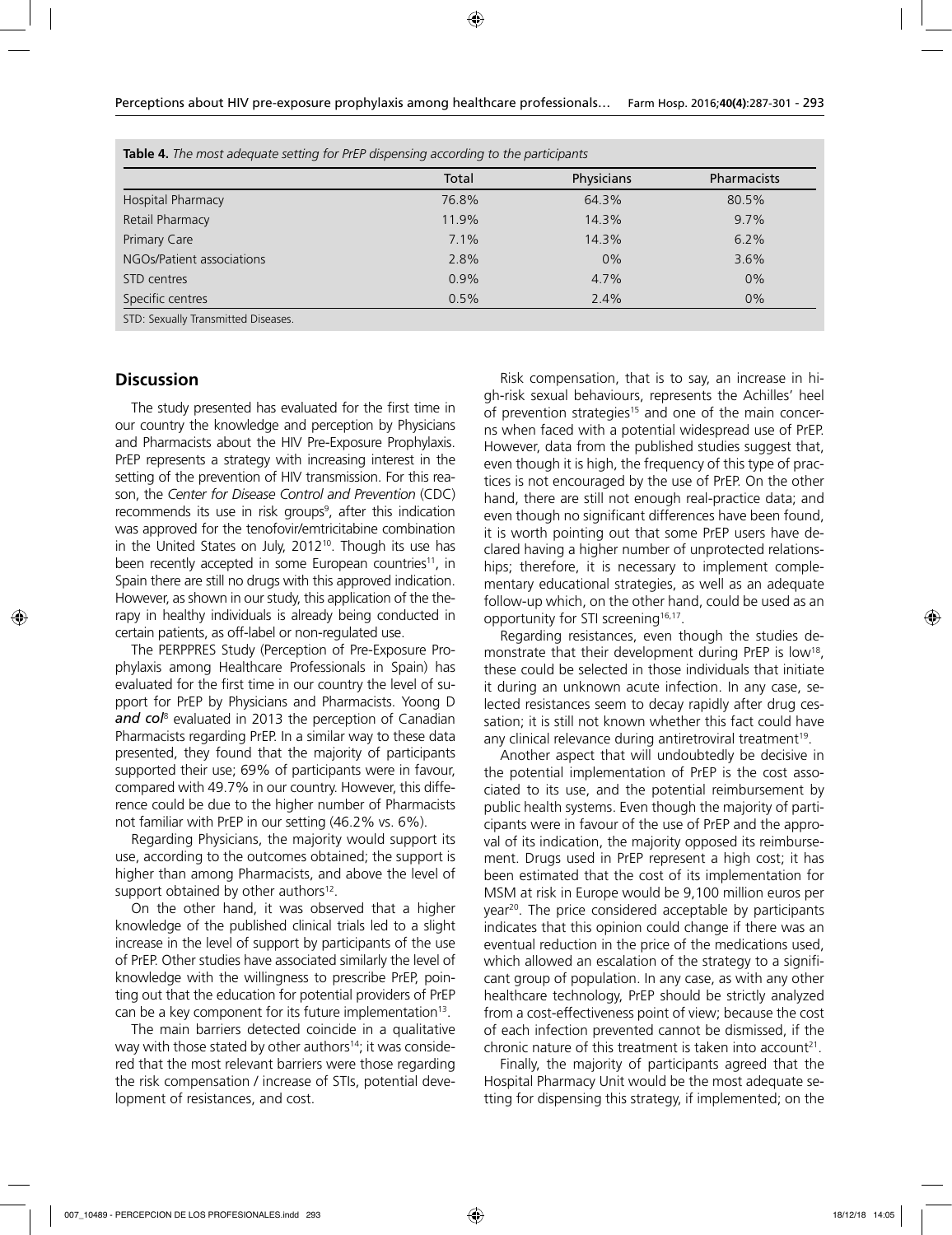**Table 4.** *The most adequate setting for PrEP dispensing according to the participants*

| | Total | Physicians | Pharmacists |
|---|---|---|---|
| Hospital Pharmacy | 76.8% | 64.3% | 80.5% |
| Retail Pharmacy | 11.9% | 14.3% | 9.7% |
| Primary Care | 7.1% | 14.3% | 6.2% |
| NGOs/Patient associations | 2.8% | 0% | 3.6% |
| STD centres | 0.9% | 4.7% | 0% |
| Specific centres | 0.5% | 2.4% | 0% |

STD: Sexually Transmitted Diseases.

## Discussion

The study presented has evaluated for the first time in our country the knowledge and perception by Physicians and Pharmacists about the HIV Pre-Exposure Prophylaxis. PrEP represents a strategy with increasing interest in the setting of the prevention of HIV transmission. For this reason, the *Center for Disease Control and Prevention* (CDC) recommends its use in risk groups[9], after this indication was approved for the tenofovir/emtricitabine combination in the United States on July, 2012[10]. Though its use has been recently accepted in some European countries[11], in Spain there are still no drugs with this approved indication. However, as shown in our study, this application of the therapy in healthy individuals is already being conducted in certain patients, as off-label or non-regulated use.

The PERPPRES Study (Perception of Pre-Exposure Prophylaxis among Healthcare Professionals in Spain) has evaluated for the first time in our country the level of support for PrEP by Physicians and Pharmacists. Yoong D ***and col***[8] evaluated in 2013 the perception of Canadian Pharmacists regarding PrEP. In a similar way to these data presented, they found that the majority of participants supported their use; 69% of participants were in favour, compared with 49.7% in our country. However, this difference could be due to the higher number of Pharmacists not familiar with PrEP in our setting (46.2% vs. 6%).

Regarding Physicians, the majority would support its use, according to the outcomes obtained; the support is higher than among Pharmacists, and above the level of support obtained by other authors[12].

On the other hand, it was observed that a higher knowledge of the published clinical trials led to a slight increase in the level of support by participants of the use of PrEP. Other studies have associated similarly the level of knowledge with the willingness to prescribe PrEP, pointing out that the education for potential providers of PrEP can be a key component for its future implementation[13].

The main barriers detected coincide in a qualitative way with those stated by other authors[14]; it was considered that the most relevant barriers were those regarding the risk compensation / increase of STIs, potential development of resistances, and cost.

Risk compensation, that is to say, an increase in high-risk sexual behaviours, represents the Achilles' heel of prevention strategies[15] and one of the main concerns when faced with a potential widespread use of PrEP. However, data from the published studies suggest that, even though it is high, the frequency of this type of practices is not encouraged by the use of PrEP. On the other hand, there are still not enough real-practice data; and even though no significant differences have been found, it is worth pointing out that some PrEP users have declared having a higher number of unprotected relationships; therefore, it is necessary to implement complementary educational strategies, as well as an adequate follow-up which, on the other hand, could be used as an opportunity for STI screening[16,17].

Regarding resistances, even though the studies demonstrate that their development during PrEP is low[18], these could be selected in those individuals that initiate it during an unknown acute infection. In any case, selected resistances seem to decay rapidly after drug cessation; it is still not known whether this fact could have any clinical relevance during antiretroviral treatment[19].

Another aspect that will undoubtedly be decisive in the potential implementation of PrEP is the cost associated to its use, and the potential reimbursement by public health systems. Even though the majority of participants were in favour of the use of PrEP and the approval of its indication, the majority opposed its reimbursement. Drugs used in PrEP represent a high cost; it has been estimated that the cost of its implementation for MSM at risk in Europe would be 9,100 million euros per year[20]. The price considered acceptable by participants indicates that this opinion could change if there was an eventual reduction in the price of the medications used, which allowed an escalation of the strategy to a significant group of population. In any case, as with any other healthcare technology, PrEP should be strictly analyzed from a cost-effectiveness point of view; because the cost of each infection prevented cannot be dismissed, if the chronic nature of this treatment is taken into account[21].

Finally, the majority of participants agreed that the Hospital Pharmacy Unit would be the most adequate setting for dispensing this strategy, if implemented; on the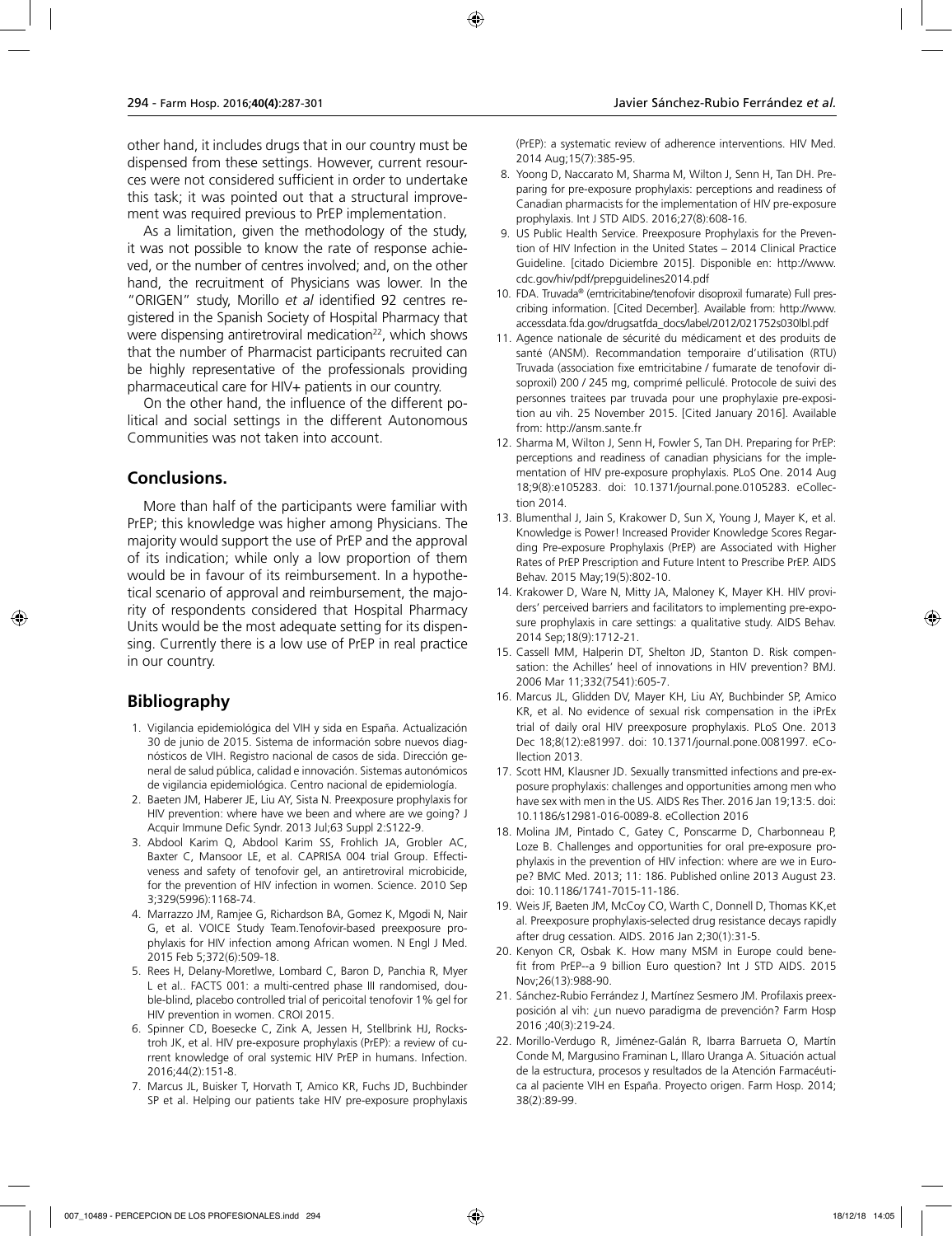other hand, it includes drugs that in our country must be dispensed from these settings. However, current resources were not considered sufficient in order to undertake this task; it was pointed out that a structural improvement was required previous to PrEP implementation.

As a limitation, given the methodology of the study, it was not possible to know the rate of response achieved, or the number of centres involved; and, on the other hand, the recruitment of Physicians was lower. In the "ORIGEN" study, Morillo *et al* identified 92 centres registered in the Spanish Society of Hospital Pharmacy that were dispensing antiretroviral medication[22], which shows that the number of Pharmacist participants recruited can be highly representative of the professionals providing pharmaceutical care for HIV+ patients in our country.

On the other hand, the influence of the different political and social settings in the different Autonomous Communities was not taken into account.

## Conclusions.

More than half of the participants were familiar with PrEP; this knowledge was higher among Physicians. The majority would support the use of PrEP and the approval of its indication; while only a low proportion of them would be in favour of its reimbursement. In a hypothetical scenario of approval and reimbursement, the majority of respondents considered that Hospital Pharmacy Units would be the most adequate setting for its dispensing. Currently there is a low use of PrEP in real practice in our country.

## Bibliography

1. Vigilancia epidemiológica del VIH y sida en España. Actualización 30 de junio de 2015. Sistema de información sobre nuevos diagnósticos de VIH. Registro nacional de casos de sida. Dirección general de salud pública, calidad e innovación. Sistemas autonómicos de vigilancia epidemiológica. Centro nacional de epidemiología.
2. Baeten JM, Haberer JE, Liu AY, Sista N. Preexposure prophylaxis for HIV prevention: where have we been and where are we going? J Acquir Immune Defic Syndr. 2013 Jul;63 Suppl 2:S122-9.
3. Abdool Karim Q, Abdool Karim SS, Frohlich JA, Grobler AC, Baxter C, Mansoor LE, et al. CAPRISA 004 trial Group. Effectiveness and safety of tenofovir gel, an antiretroviral microbicide, for the prevention of HIV infection in women. Science. 2010 Sep 3;329(5996):1168-74.
4. Marrazzo JM, Ramjee G, Richardson BA, Gomez K, Mgodi N, Nair G, et al. VOICE Study Team.Tenofovir-based preexposure prophylaxis for HIV infection among African women. N Engl J Med. 2015 Feb 5;372(6):509-18.
5. Rees H, Delany-Moretlwe, Lombard C, Baron D, Panchia R, Myer L et al.. FACTS 001: a multi-centred phase III randomised, double-blind, placebo controlled trial of pericoital tenofovir 1% gel for HIV prevention in women. CROI 2015.
6. Spinner CD, Boesecke C, Zink A, Jessen H, Stellbrink HJ, Rockstroh JK, et al. HIV pre-exposure prophylaxis (PrEP): a review of current knowledge of oral systemic HIV PrEP in humans. Infection. 2016;44(2):151-8.
7. Marcus JL, Buisker T, Horvath T, Amico KR, Fuchs JD, Buchbinder SP et al. Helping our patients take HIV pre-exposure prophylaxis (PrEP): a systematic review of adherence interventions. HIV Med. 2014 Aug;15(7):385-95.
8. Yoong D, Naccarato M, Sharma M, Wilton J, Senn H, Tan DH. Preparing for pre-exposure prophylaxis: perceptions and readiness of Canadian pharmacists for the implementation of HIV pre-exposure prophylaxis. Int J STD AIDS. 2016;27(8):608-16.
9. US Public Health Service. Preexposure Prophylaxis for the Prevention of HIV Infection in the United States – 2014 Clinical Practice Guideline. [citado Diciembre 2015]. Disponible en: http://www.cdc.gov/hiv/pdf/prepguidelines2014.pdf
10. FDA. Truvada® (emtricitabine/tenofovir disoproxil fumarate) Full prescribing information. [Cited December]. Available from: http://www.accessdata.fda.gov/drugsatfda_docs/label/2012/021752s030lbl.pdf
11. Agence nationale de sécurité du médicament et des produits de santé (ANSM). Recommandation temporaire d'utilisation (RTU) Truvada (association fixe emtricitabine / fumarate de tenofovir disoproxil) 200 / 245 mg, comprimé pelliculé. Protocole de suivi des personnes traitees par truvada pour une prophylaxie pre-exposition au vih. 25 November 2015. [Cited January 2016]. Available from: http://ansm.sante.fr
12. Sharma M, Wilton J, Senn H, Fowler S, Tan DH. Preparing for PrEP: perceptions and readiness of canadian physicians for the implementation of HIV pre-exposure prophylaxis. PLoS One. 2014 Aug 18;9(8):e105283. doi: 10.1371/journal.pone.0105283. eCollection 2014.
13. Blumenthal J, Jain S, Krakower D, Sun X, Young J, Mayer K, et al. Knowledge is Power! Increased Provider Knowledge Scores Regarding Pre-exposure Prophylaxis (PrEP) are Associated with Higher Rates of PrEP Prescription and Future Intent to Prescribe PrEP. AIDS Behav. 2015 May;19(5):802-10.
14. Krakower D, Ware N, Mitty JA, Maloney K, Mayer KH. HIV providers' perceived barriers and facilitators to implementing pre-exposure prophylaxis in care settings: a qualitative study. AIDS Behav. 2014 Sep;18(9):1712-21.
15. Cassell MM, Halperin DT, Shelton JD, Stanton D. Risk compensation: the Achilles' heel of innovations in HIV prevention? BMJ. 2006 Mar 11;332(7541):605-7.
16. Marcus JL, Glidden DV, Mayer KH, Liu AY, Buchbinder SP, Amico KR, et al. No evidence of sexual risk compensation in the iPrEx trial of daily oral HIV preexposure prophylaxis. PLoS One. 2013 Dec 18;8(12):e81997. doi: 10.1371/journal.pone.0081997. eCollection 2013.
17. Scott HM, Klausner JD. Sexually transmitted infections and pre-exposure prophylaxis: challenges and opportunities among men who have sex with men in the US. AIDS Res Ther. 2016 Jan 19;13:5. doi: 10.1186/s12981-016-0089-8. eCollection 2016
18. Molina JM, Pintado C, Gatey C, Ponscarme D, Charbonneau P, Loze B. Challenges and opportunities for oral pre-exposure prophylaxis in the prevention of HIV infection: where are we in Europe? BMC Med. 2013; 11: 186. Published online 2013 August 23. doi: 10.1186/1741-7015-11-186.
19. Weis JF, Baeten JM, McCoy CO, Warth C, Donnell D, Thomas KK,et al. Preexposure prophylaxis-selected drug resistance decays rapidly after drug cessation. AIDS. 2016 Jan 2;30(1):31-5.
20. Kenyon CR, Osbak K. How many MSM in Europe could benefit from PrEP--a 9 billion Euro question? Int J STD AIDS. 2015 Nov;26(13):988-90.
21. Sánchez-Rubio Ferrández J, Martínez Sesmero JM. Profilaxis preexposición al vih: ¿un nuevo paradigma de prevención? Farm Hosp 2016 ;40(3):219-24.
22. Morillo-Verdugo R, Jiménez-Galán R, Ibarra Barrueta O, Martín Conde M, Margusino Framinan L, Illaro Uranga A. Situación actual de la estructura, procesos y resultados de la Atención Farmacéutica al paciente VIH en España. Proyecto origen. Farm Hosp. 2014; 38(2):89-99.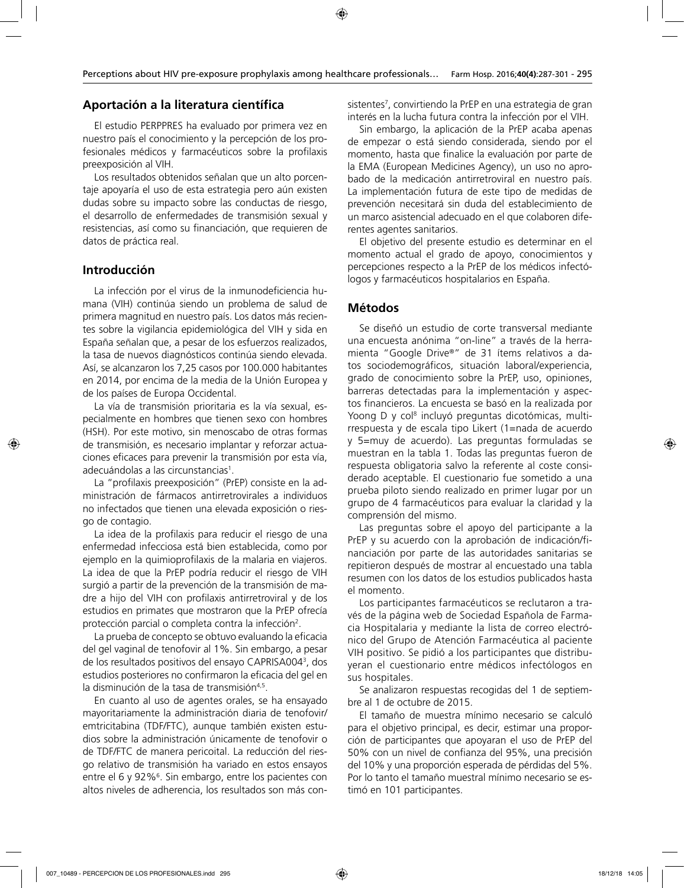## Aportación a la literatura científica

El estudio PERPPRES ha evaluado por primera vez en nuestro país el conocimiento y la percepción de los profesionales médicos y farmacéuticos sobre la profilaxis preexposición al VIH.

Los resultados obtenidos señalan que un alto porcentaje apoyaría el uso de esta estrategia pero aún existen dudas sobre su impacto sobre las conductas de riesgo, el desarrollo de enfermedades de transmisión sexual y resistencias, así como su financiación, que requieren de datos de práctica real.

## Introducción

La infección por el virus de la inmunodeficiencia humana (VIH) continúa siendo un problema de salud de primera magnitud en nuestro país. Los datos más recientes sobre la vigilancia epidemiológica del VIH y sida en España señalan que, a pesar de los esfuerzos realizados, la tasa de nuevos diagnósticos continúa siendo elevada. Así, se alcanzaron los 7,25 casos por 100.000 habitantes en 2014, por encima de la media de la Unión Europea y de los países de Europa Occidental.

La vía de transmisión prioritaria es la vía sexual, especialmente en hombres que tienen sexo con hombres (HSH). Por este motivo, sin menoscabo de otras formas de transmisión, es necesario implantar y reforzar actuaciones eficaces para prevenir la transmisión por esta vía, adecuándolas a las circunstancias[1].

La "profilaxis preexposición" (PrEP) consiste en la administración de fármacos antirretrovirales a individuos no infectados que tienen una elevada exposición o riesgo de contagio.

La idea de la profilaxis para reducir el riesgo de una enfermedad infecciosa está bien establecida, como por ejemplo en la quimioprofilaxis de la malaria en viajeros. La idea de que la PrEP podría reducir el riesgo de VIH surgió a partir de la prevención de la transmisión de madre a hijo del VIH con profilaxis antirretroviral y de los estudios en primates que mostraron que la PrEP ofrecía protección parcial o completa contra la infección[2].

La prueba de concepto se obtuvo evaluando la eficacia del gel vaginal de tenofovir al 1%. Sin embargo, a pesar de los resultados positivos del ensayo CAPRISA004[3], dos estudios posteriores no confirmaron la eficacia del gel en la disminución de la tasa de transmisión[4,5].

En cuanto al uso de agentes orales, se ha ensayado mayoritariamente la administración diaria de tenofovir/emtricitabina (TDF/FTC), aunque también existen estudios sobre la administración únicamente de tenofovir o de TDF/FTC de manera pericoital. La reducción del riesgo relativo de transmisión ha variado en estos ensayos entre el 6 y 92%[6]. Sin embargo, entre los pacientes con altos niveles de adherencia, los resultados son más consistentes[7], convirtiendo la PrEP en una estrategia de gran interés en la lucha futura contra la infección por el VIH.

Sin embargo, la aplicación de la PrEP acaba apenas de empezar o está siendo considerada, siendo por el momento, hasta que finalice la evaluación por parte de la EMA (European Medicines Agency), un uso no aprobado de la medicación antirretroviral en nuestro país. La implementación futura de este tipo de medidas de prevención necesitará sin duda del establecimiento de un marco asistencial adecuado en el que colaboren diferentes agentes sanitarios.

El objetivo del presente estudio es determinar en el momento actual el grado de apoyo, conocimientos y percepciones respecto a la PrEP de los médicos infectólogos y farmacéuticos hospitalarios en España.

## Métodos

Se diseñó un estudio de corte transversal mediante una encuesta anónima "on-line" a través de la herramienta "Google Drive®" de 31 ítems relativos a datos sociodemográficos, situación laboral/experiencia, grado de conocimiento sobre la PrEP, uso, opiniones, barreras detectadas para la implementación y aspectos financieros. La encuesta se basó en la realizada por Yoong D y col[8] incluyó preguntas dicotómicas, multirrespuesta y de escala tipo Likert (1=nada de acuerdo y 5=muy de acuerdo). Las preguntas formuladas se muestran en la tabla 1. Todas las preguntas fueron de respuesta obligatoria salvo la referente al coste considerado aceptable. El cuestionario fue sometido a una prueba piloto siendo realizado en primer lugar por un grupo de 4 farmacéuticos para evaluar la claridad y la comprensión del mismo.

Las preguntas sobre el apoyo del participante a la PrEP y su acuerdo con la aprobación de indicación/financiación por parte de las autoridades sanitarias se repitieron después de mostrar al encuestado una tabla resumen con los datos de los estudios publicados hasta el momento.

Los participantes farmacéuticos se reclutaron a través de la página web de Sociedad Española de Farmacia Hospitalaria y mediante la lista de correo electrónico del Grupo de Atención Farmacéutica al paciente VIH positivo. Se pidió a los participantes que distribuyeran el cuestionario entre médicos infectólogos en sus hospitales.

Se analizaron respuestas recogidas del 1 de septiembre al 1 de octubre de 2015.

El tamaño de muestra mínimo necesario se calculó para el objetivo principal, es decir, estimar una proporción de participantes que apoyaran el uso de PrEP del 50% con un nivel de confianza del 95%, una precisión del 10% y una proporción esperada de pérdidas del 5%. Por lo tanto el tamaño muestral mínimo necesario se estimó en 101 participantes.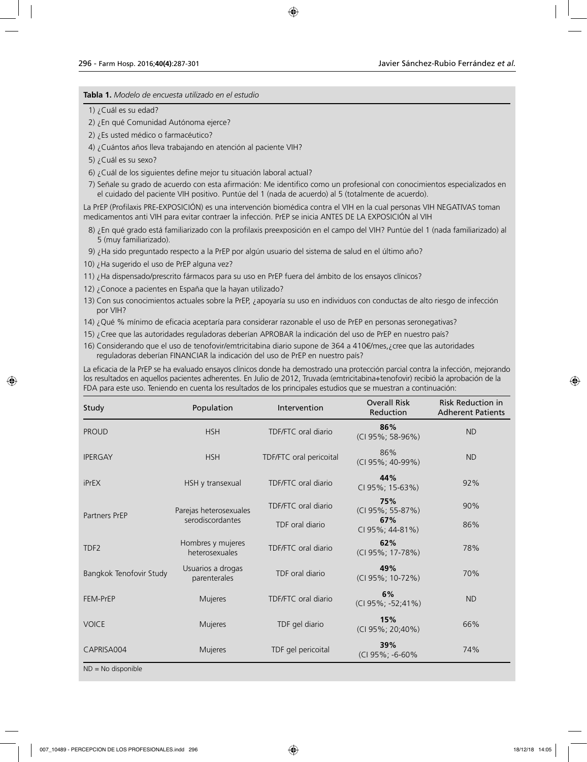**Tabla 1.** *Modelo de encuesta utilizado en el estudio*

1) ¿Cuál es su edad?
2) ¿En qué Comunidad Autónoma ejerce?
2) ¿Es usted médico o farmacéutico?
4) ¿Cuántos años lleva trabajando en atención al paciente VIH?
5) ¿Cuál es su sexo?
6) ¿Cuál de los siguientes define mejor tu situación laboral actual?
7) Señale su grado de acuerdo con esta afirmación: Me identifico como un profesional con conocimientos especializados en el cuidado del paciente VIH positivo. Puntúe del 1 (nada de acuerdo) al 5 (totalmente de acuerdo).

La PrEP (Profilaxis PRE-EXPOSICIÓN) es una intervención biomédica contra el VIH en la cual personas VIH NEGATIVAS toman medicamentos anti VIH para evitar contraer la infección. PrEP se inicia ANTES DE LA EXPOSICIÓN al VIH

8) ¿En qué grado está familiarizado con la profilaxis preexposición en el campo del VIH? Puntúe del 1 (nada familiarizado) al 5 (muy familiarizado).
9) ¿Ha sido preguntado respecto a la PrEP por algún usuario del sistema de salud en el último año?
10) ¿Ha sugerido el uso de PrEP alguna vez?
11) ¿Ha dispensado/prescrito fármacos para su uso en PrEP fuera del ámbito de los ensayos clínicos?
12) ¿Conoce a pacientes en España que la hayan utilizado?
13) Con sus conocimientos actuales sobre la PrEP, ¿apoyaría su uso en individuos con conductas de alto riesgo de infección por VIH?
14) ¿Qué % mínimo de eficacia aceptaría para considerar razonable el uso de PrEP en personas seronegativas?
15) ¿Cree que las autoridades reguladoras deberían APROBAR la indicación del uso de PrEP en nuestro país?
16) Considerando que el uso de tenofovir/emtricitabina diario supone de 364 a 410€/mes,¿cree que las autoridades reguladoras deberían FINANCIAR la indicación del uso de PrEP en nuestro país?

La eficacia de la PrEP se ha evaluado ensayos clínicos donde ha demostrado una protección parcial contra la infección, mejorando los resultados en aquellos pacientes adherentes. En Julio de 2012, Truvada (emtricitabina+tenofovir) recibió la aprobación de la FDA para este uso. Teniendo en cuenta los resultados de los principales estudios que se muestran a continuación:

| Study | Population | Intervention | Overall Risk Reduction | Risk Reduction in Adherent Patients |
|---|---|---|---|---|
| PROUD | HSH | TDF/FTC oral diario | **86%** (CI 95%; 58-96%) | ND |
| IPERGAY | HSH | TDF/FTC oral pericoital | 86% (CI 95%; 40-99%) | ND |
| iPrEX | HSH y transexual | TDF/FTC oral diario | **44%** CI 95%; 15-63%) | 92% |
| Partners PrEP | Parejas heterosexuales serodiscordantes | TDF/FTC oral diario | **75%** (CI 95%; 55-87%) | 90% |
| | | TDF oral diario | **67%** CI 95%; 44-81%) | 86% |
| TDF2 | Hombres y mujeres heterosexuales | TDF/FTC oral diario | **62%** (CI 95%; 17-78%) | 78% |
| Bangkok Tenofovir Study | Usuarios a drogas parenterales | TDF oral diario | **49%** (CI 95%; 10-72%) | 70% |
| FEM-PrEP | Mujeres | TDF/FTC oral diario | **6%** (CI 95%; -52;41%) | ND |
| VOICE | Mujeres | TDF gel diario | **15%** (CI 95%; 20;40%) | 66% |
| CAPRISA004 | Mujeres | TDF gel pericoital | **39%** (CI 95%; -6-60% | 74% |

ND = No disponible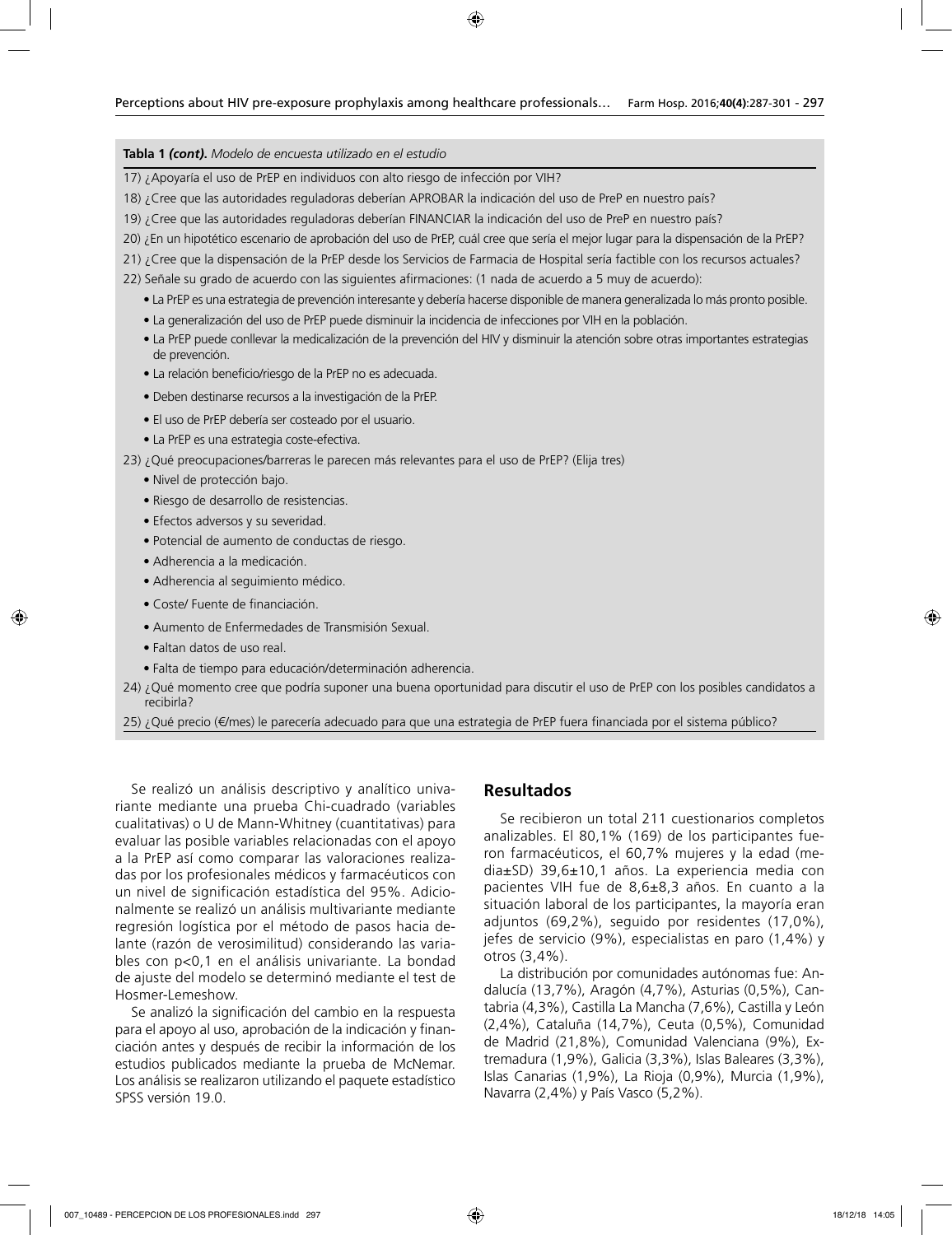**Tabla 1 *(cont).*** *Modelo de encuesta utilizado en el estudio*

17) ¿Apoyaría el uso de PrEP en individuos con alto riesgo de infección por VIH?

18) ¿Cree que las autoridades reguladoras deberían APROBAR la indicación del uso de PreP en nuestro país?

19) ¿Cree que las autoridades reguladoras deberían FINANCIAR la indicación del uso de PreP en nuestro país?

20) ¿En un hipotético escenario de aprobación del uso de PrEP, cuál cree que sería el mejor lugar para la dispensación de la PrEP?

21) ¿Cree que la dispensación de la PrEP desde los Servicios de Farmacia de Hospital sería factible con los recursos actuales?

22) Señale su grado de acuerdo con las siguientes afirmaciones: (1 nada de acuerdo a 5 muy de acuerdo):

- La PrEP es una estrategia de prevención interesante y debería hacerse disponible de manera generalizada lo más pronto posible.
- La generalización del uso de PrEP puede disminuir la incidencia de infecciones por VIH en la población.
- La PrEP puede conllevar la medicalización de la prevención del HIV y disminuir la atención sobre otras importantes estrategias de prevención.
- La relación beneficio/riesgo de la PrEP no es adecuada.
- Deben destinarse recursos a la investigación de la PrEP.
- El uso de PrEP debería ser costeado por el usuario.
- La PrEP es una estrategia coste-efectiva.

23) ¿Qué preocupaciones/barreras le parecen más relevantes para el uso de PrEP? (Elija tres)

- Nivel de protección bajo.
- Riesgo de desarrollo de resistencias.
- Efectos adversos y su severidad.
- Potencial de aumento de conductas de riesgo.
- Adherencia a la medicación.
- Adherencia al seguimiento médico.
- Coste/ Fuente de financiación.
- Aumento de Enfermedades de Transmisión Sexual.
- Faltan datos de uso real.
- Falta de tiempo para educación/determinación adherencia.

24) ¿Qué momento cree que podría suponer una buena oportunidad para discutir el uso de PrEP con los posibles candidatos a recibirla?

25) ¿Qué precio (€/mes) le parecería adecuado para que una estrategia de PrEP fuera financiada por el sistema público?

Se realizó un análisis descriptivo y analítico univariante mediante una prueba Chi-cuadrado (variables cualitativas) o U de Mann-Whitney (cuantitativas) para evaluar las posible variables relacionadas con el apoyo a la PrEP así como comparar las valoraciones realizadas por los profesionales médicos y farmacéuticos con un nivel de significación estadística del 95%. Adicionalmente se realizó un análisis multivariante mediante regresión logística por el método de pasos hacia delante (razón de verosimilitud) considerando las variables con $p<0,1$ en el análisis univariante. La bondad de ajuste del modelo se determinó mediante el test de Hosmer-Lemeshow.

Se analizó la significación del cambio en la respuesta para el apoyo al uso, aprobación de la indicación y financiación antes y después de recibir la información de los estudios publicados mediante la prueba de McNemar. Los análisis se realizaron utilizando el paquete estadístico SPSS versión 19.0.

## Resultados

Se recibieron un total 211 cuestionarios completos analizables. El 80,1% (169) de los participantes fueron farmacéuticos, el 60,7% mujeres y la edad (media±SD) 39,6±10,1 años. La experiencia media con pacientes VIH fue de 8,6±8,3 años. En cuanto a la situación laboral de los participantes, la mayoría eran adjuntos (69,2%), seguido por residentes (17,0%), jefes de servicio (9%), especialistas en paro (1,4%) y otros (3,4%).

La distribución por comunidades autónomas fue: Andalucía (13,7%), Aragón (4,7%), Asturias (0,5%), Cantabria (4,3%), Castilla La Mancha (7,6%), Castilla y León (2,4%), Cataluña (14,7%), Ceuta (0,5%), Comunidad de Madrid (21,8%), Comunidad Valenciana (9%), Extremadura (1,9%), Galicia (3,3%), Islas Baleares (3,3%), Islas Canarias (1,9%), La Rioja (0,9%), Murcia (1,9%), Navarra (2,4%) y País Vasco (5,2%).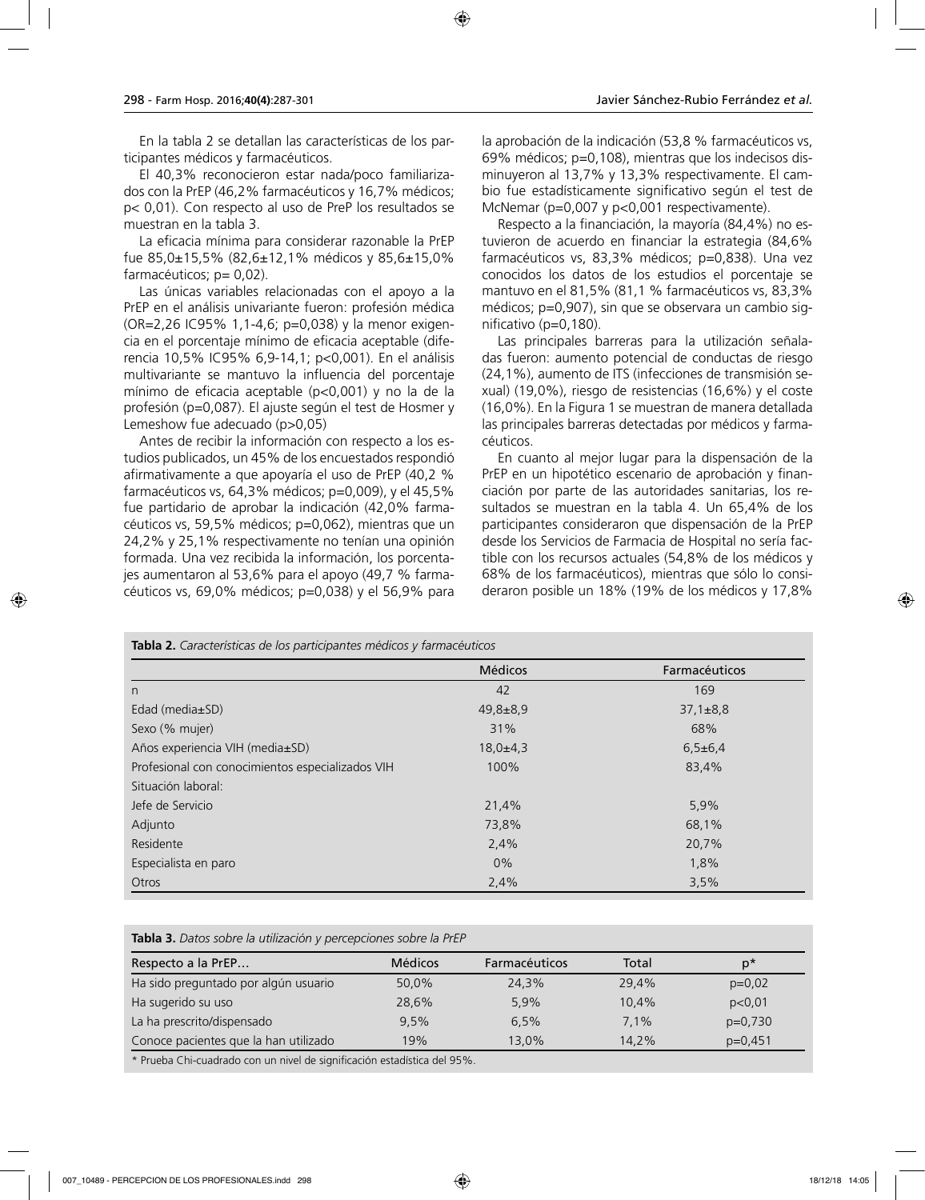En la tabla 2 se detallan las características de los participantes médicos y farmacéuticos.

El 40,3% reconocieron estar nada/poco familiarizados con la PrEP (46,2% farmacéuticos y 16,7% médicos; p< 0,01). Con respecto al uso de PreP los resultados se muestran en la tabla 3.

La eficacia mínima para considerar razonable la PrEP fue 85,0±15,5% (82,6±12,1% médicos y 85,6±15,0% farmacéuticos; p= 0,02).

Las únicas variables relacionadas con el apoyo a la PrEP en el análisis univariante fueron: profesión médica (OR=2,26 IC95% 1,1-4,6; p=0,038) y la menor exigencia en el porcentaje mínimo de eficacia aceptable (diferencia 10,5% IC95% 6,9-14,1; p<0,001). En el análisis multivariante se mantuvo la influencia del porcentaje mínimo de eficacia aceptable (p<0,001) y no la de la profesión (p=0,087). El ajuste según el test de Hosmer y Lemeshow fue adecuado (p>0,05)

Antes de recibir la información con respecto a los estudios publicados, un 45% de los encuestados respondió afirmativamente a que apoyaría el uso de PrEP (40,2 % farmacéuticos vs, 64,3% médicos; p=0,009), y el 45,5% fue partidario de aprobar la indicación (42,0% farmacéuticos vs, 59,5% médicos; p=0,062), mientras que un 24,2% y 25,1% respectivamente no tenían una opinión formada. Una vez recibida la información, los porcentajes aumentaron al 53,6% para el apoyo (49,7 % farmacéuticos vs, 69,0% médicos; p=0,038) y el 56,9% para la aprobación de la indicación (53,8 % farmacéuticos vs, 69% médicos; p=0,108), mientras que los indecisos disminuyeron al 13,7% y 13,3% respectivamente. El cambio fue estadísticamente significativo según el test de McNemar (p=0,007 y p<0,001 respectivamente).

Respecto a la financiación, la mayoría (84,4%) no estuvieron de acuerdo en financiar la estrategia (84,6% farmacéuticos vs, 83,3% médicos; p=0,838). Una vez conocidos los datos de los estudios el porcentaje se mantuvo en el 81,5% (81,1 % farmacéuticos vs, 83,3% médicos; p=0,907), sin que se observara un cambio significativo (p=0,180).

Las principales barreras para la utilización señaladas fueron: aumento potencial de conductas de riesgo (24,1%), aumento de ITS (infecciones de transmisión sexual) (19,0%), riesgo de resistencias (16,6%) y el coste (16,0%). En la Figura 1 se muestran de manera detallada las principales barreras detectadas por médicos y farmacéuticos.

En cuanto al mejor lugar para la dispensación de la PrEP en un hipotético escenario de aprobación y financiación por parte de las autoridades sanitarias, los resultados se muestran en la tabla 4. Un 65,4% de los participantes consideraron que dispensación de la PrEP desde los Servicios de Farmacia de Hospital no sería factible con los recursos actuales (54,8% de los médicos y 68% de los farmacéuticos), mientras que sólo lo consideraron posible un 18% (19% de los médicos y 17,8%

**Tabla 2.** *Características de los participantes médicos y farmacéuticos*

| | Médicos | Farmacéuticos |
|---|---|---|
| n | 42 | 169 |
| Edad (media±SD) | 49,8±8,9 | 37,1±8,8 |
| Sexo (% mujer) | 31% | 68% |
| Años experiencia VIH (media±SD) | 18,0±4,3 | 6,5±6,4 |
| Profesional con conocimientos especializados VIH | 100% | 83,4% |
| Situación laboral: | | |
| Jefe de Servicio | 21,4% | 5,9% |
| Adjunto | 73,8% | 68,1% |
| Residente | 2,4% | 20,7% |
| Especialista en paro | 0% | 1,8% |
| Otros | 2,4% | 3,5% |

**Tabla 3.** *Datos sobre la utilización y percepciones sobre la PrEP*

| Respecto a la PrEP… | Médicos | Farmacéuticos | Total | p* |
|---|---|---|---|---|
| Ha sido preguntado por algún usuario | 50,0% | 24,3% | 29,4% | p=0,02 |
| Ha sugerido su uso | 28,6% | 5,9% | 10,4% | p<0,01 |
| La ha prescrito/dispensado | 9,5% | 6,5% | 7,1% | p=0,730 |
| Conoce pacientes que la han utilizado | 19% | 13,0% | 14,2% | p=0,451 |

\* Prueba Chi-cuadrado con un nivel de significación estadística del 95%.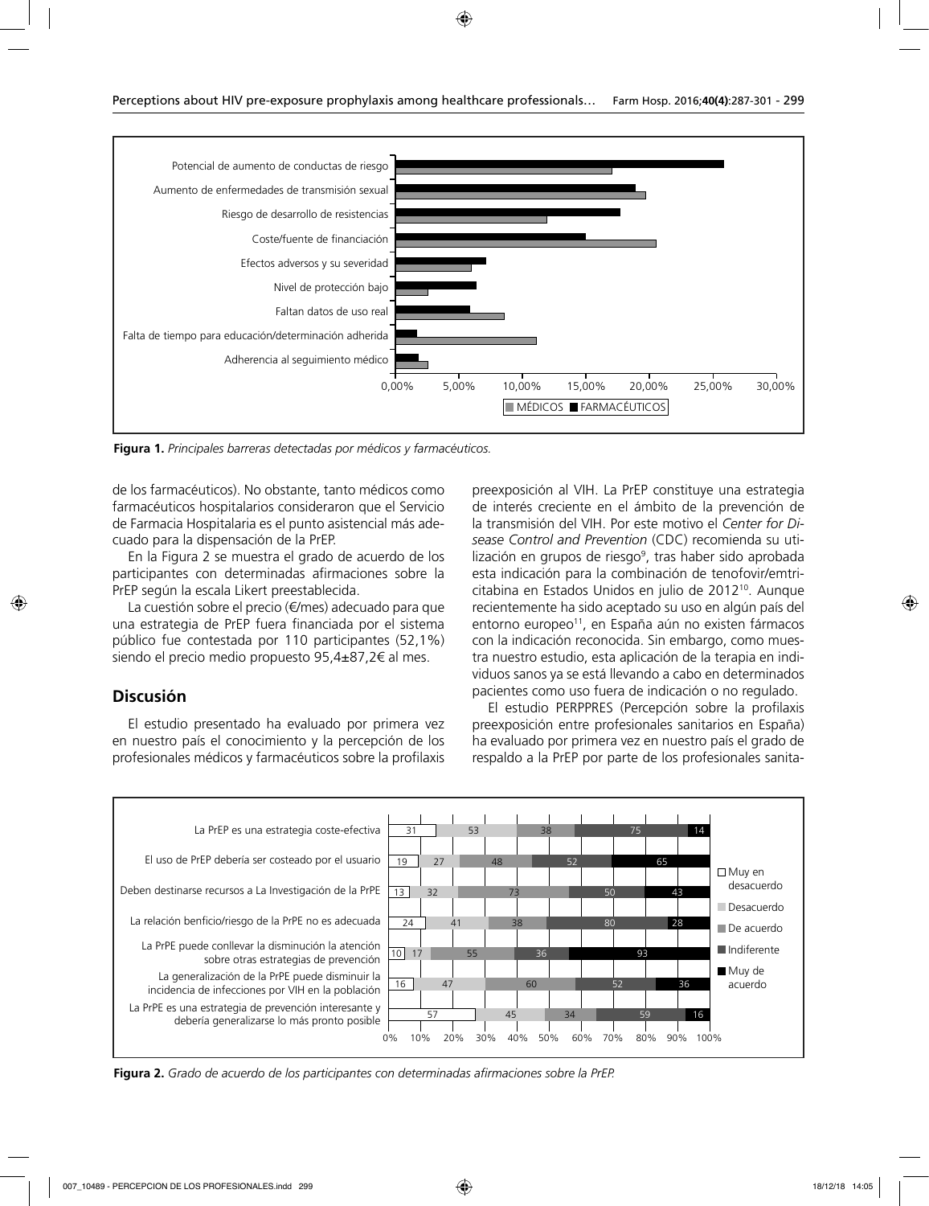**Figura 1.** *Principales barreras detectadas por médicos y farmacéuticos.*

de los farmacéuticos). No obstante, tanto médicos como farmacéuticos hospitalarios consideraron que el Servicio de Farmacia Hospitalaria es el punto asistencial más adecuado para la dispensación de la PrEP.

En la Figura 2 se muestra el grado de acuerdo de los participantes con determinadas afirmaciones sobre la PrEP según la escala Likert preestablecida.

La cuestión sobre el precio (€/mes) adecuado para que una estrategia de PrEP fuera financiada por el sistema público fue contestada por 110 participantes (52,1%) siendo el precio medio propuesto 95,4±87,2€ al mes.

## Discusión

El estudio presentado ha evaluado por primera vez en nuestro país el conocimiento y la percepción de los profesionales médicos y farmacéuticos sobre la profilaxis preexposición al VIH. La PrEP constituye una estrategia de interés creciente en el ámbito de la prevención de la transmisión del VIH. Por este motivo el *Center for Disease Control and Prevention* (CDC) recomienda su utilización en grupos de riesgo[9], tras haber sido aprobada esta indicación para la combinación de tenofovir/emtricitabina en Estados Unidos en julio de 2012[10]. Aunque recientemente ha sido aceptado su uso en algún país del entorno europeo[11], en España aún no existen fármacos con la indicación reconocida. Sin embargo, como muestra nuestro estudio, esta aplicación de la terapia en individuos sanos ya se está llevando a cabo en determinados pacientes como uso fuera de indicación o no regulado.

El estudio PERPPRES (Percepción sobre la profilaxis preexposición entre profesionales sanitarios en España) ha evaluado por primera vez en nuestro país el grado de respaldo a la PrEP por parte de los profesionales sanita-

**Figura 2.** *Grado de acuerdo de los participantes con determinadas afirmaciones sobre la PrEP.*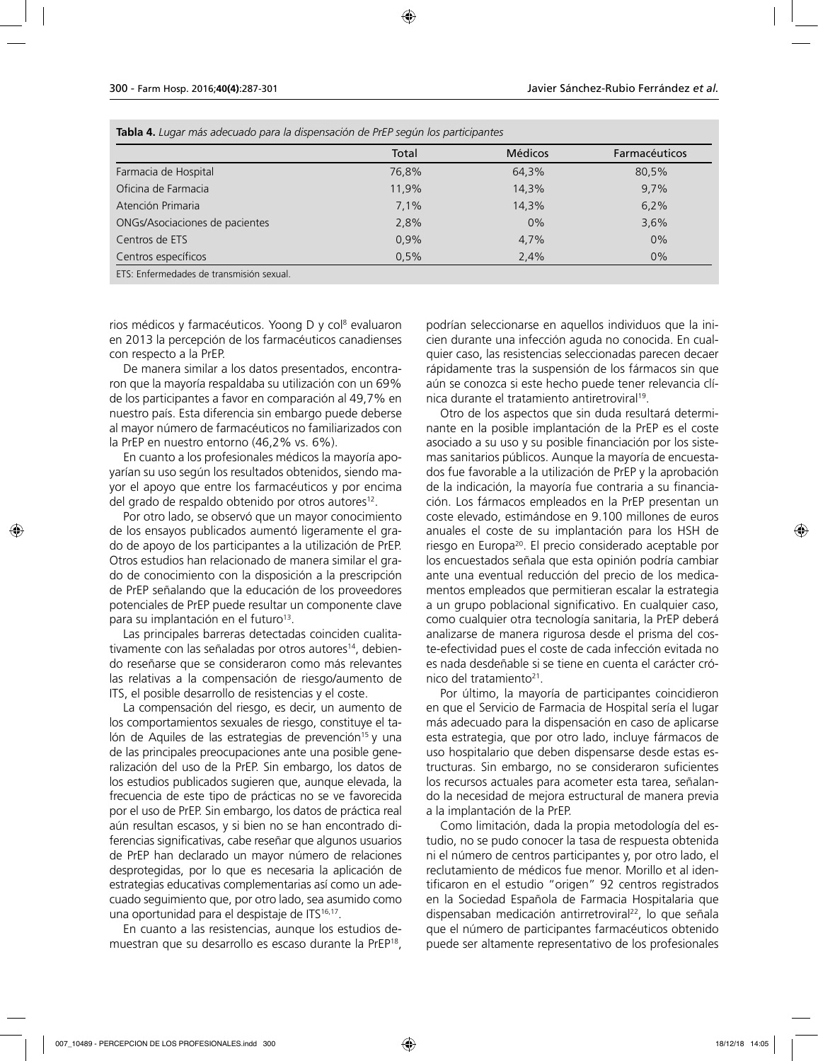**Tabla 4.** *Lugar más adecuado para la dispensación de PrEP según los participantes*

| | Total | Médicos | Farmacéuticos |
|---|---|---|---|
| Farmacia de Hospital | 76,8% | 64,3% | 80,5% |
| Oficina de Farmacia | 11,9% | 14,3% | 9,7% |
| Atención Primaria | 7,1% | 14,3% | 6,2% |
| ONGs/Asociaciones de pacientes | 2,8% | 0% | 3,6% |
| Centros de ETS | 0,9% | 4,7% | 0% |
| Centros específicos | 0,5% | 2,4% | 0% |

ETS: Enfermedades de transmisión sexual.

rios médicos y farmacéuticos. Yoong D y col[8] evaluaron en 2013 la percepción de los farmacéuticos canadienses con respecto a la PrEP.

De manera similar a los datos presentados, encontraron que la mayoría respaldaba su utilización con un 69% de los participantes a favor en comparación al 49,7% en nuestro país. Esta diferencia sin embargo puede deberse al mayor número de farmacéuticos no familiarizados con la PrEP en nuestro entorno (46,2% vs. 6%).

En cuanto a los profesionales médicos la mayoría apoyarían su uso según los resultados obtenidos, siendo mayor el apoyo que entre los farmacéuticos y por encima del grado de respaldo obtenido por otros autores[12].

Por otro lado, se observó que un mayor conocimiento de los ensayos publicados aumentó ligeramente el grado de apoyo de los participantes a la utilización de PrEP. Otros estudios han relacionado de manera similar el grado de conocimiento con la disposición a la prescripción de PrEP señalando que la educación de los proveedores potenciales de PrEP puede resultar un componente clave para su implantación en el futuro[13].

Las principales barreras detectadas coinciden cualitativamente con las señaladas por otros autores[14], debiendo reseñarse que se consideraron como más relevantes las relativas a la compensación de riesgo/aumento de ITS, el posible desarrollo de resistencias y el coste.

La compensación del riesgo, es decir, un aumento de los comportamientos sexuales de riesgo, constituye el talón de Aquiles de las estrategias de prevención[15] y una de las principales preocupaciones ante una posible generalización del uso de la PrEP. Sin embargo, los datos de los estudios publicados sugieren que, aunque elevada, la frecuencia de este tipo de prácticas no se ve favorecida por el uso de PrEP. Sin embargo, los datos de práctica real aún resultan escasos, y si bien no se han encontrado diferencias significativas, cabe reseñar que algunos usuarios de PrEP han declarado un mayor número de relaciones desprotegidas, por lo que es necesaria la aplicación de estrategias educativas complementarias así como un adecuado seguimiento que, por otro lado, sea asumido como una oportunidad para el despistaje de ITS[16,17].

En cuanto a las resistencias, aunque los estudios demuestran que su desarrollo es escaso durante la PrEP[18], podrían seleccionarse en aquellos individuos que la inicien durante una infección aguda no conocida. En cualquier caso, las resistencias seleccionadas parecen decaer rápidamente tras la suspensión de los fármacos sin que aún se conozca si este hecho puede tener relevancia clínica durante el tratamiento antirretroviral[19].

Otro de los aspectos que sin duda resultará determinante en la posible implantación de la PrEP es el coste asociado a su uso y su posible financiación por los sistemas sanitarios públicos. Aunque la mayoría de encuestados fue favorable a la utilización de PrEP y la aprobación de la indicación, la mayoría fue contraria a su financiación. Los fármacos empleados en la PrEP presentan un coste elevado, estimándose en 9.100 millones de euros anuales el coste de su implantación para los HSH de riesgo en Europa[20]. El precio considerado aceptable por los encuestados señala que esta opinión podría cambiar ante una eventual reducción del precio de los medicamentos empleados que permitieran escalar la estrategia a un grupo poblacional significativo. En cualquier caso, como cualquier otra tecnología sanitaria, la PrEP deberá analizarse de manera rigurosa desde el prisma del coste-efectividad pues el coste de cada infección evitada no es nada desdeñable si se tiene en cuenta el carácter crónico del tratamiento[21].

Por último, la mayoría de participantes coincidieron en que el Servicio de Farmacia de Hospital sería el lugar más adecuado para la dispensación en caso de aplicarse esta estrategia, que por otro lado, incluye fármacos de uso hospitalario que deben dispensarse desde estas estructuras. Sin embargo, no se consideraron suficientes los recursos actuales para acometer esta tarea, señalando la necesidad de mejora estructural de manera previa a la implantación de la PrEP.

Como limitación, dada la propia metodología del estudio, no se pudo conocer la tasa de respuesta obtenida ni el número de centros participantes y, por otro lado, el reclutamiento de médicos fue menor. Morillo et al identificaron en el estudio "origen" 92 centros registrados en la Sociedad Española de Farmacia Hospitalaria que dispensaban medicación antirretroviral[22], lo que señala que el número de participantes farmacéuticos obtenido puede ser altamente representativo de los profesionales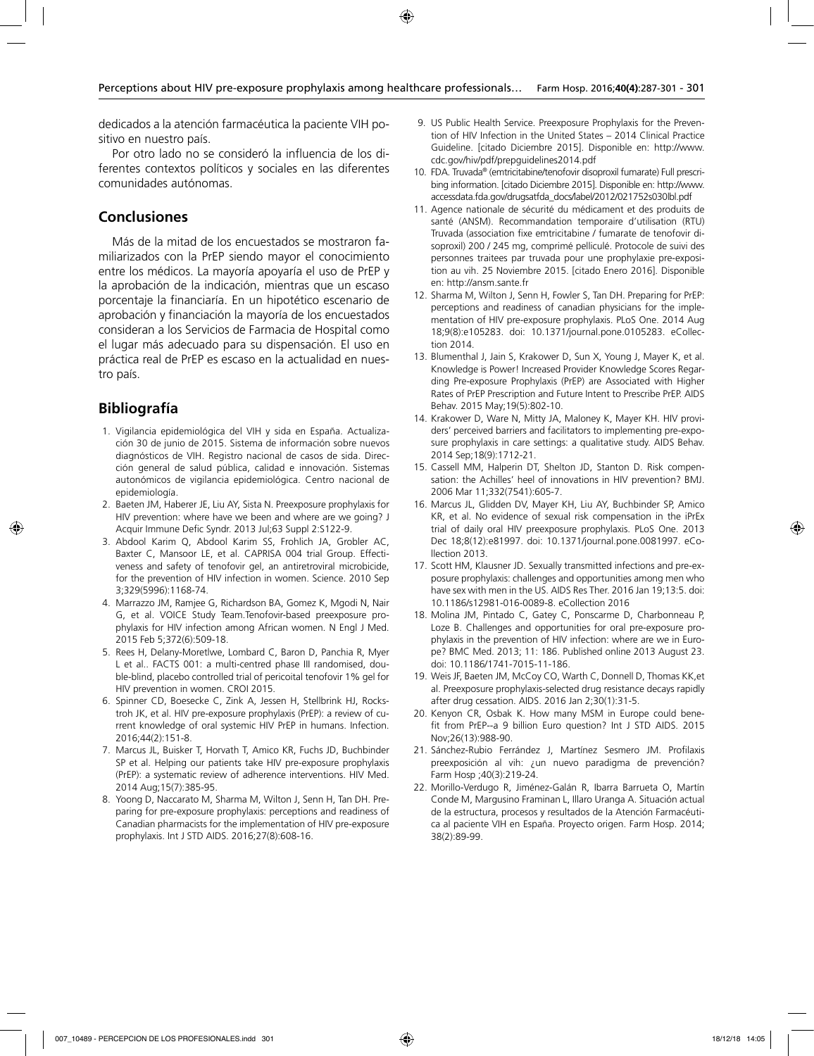dedicados a la atención farmacéutica la paciente VIH positivo en nuestro país.

Por otro lado no se consideró la influencia de los diferentes contextos políticos y sociales en las diferentes comunidades autónomas.

## Conclusiones

Más de la mitad de los encuestados se mostraron familiarizados con la PrEP siendo mayor el conocimiento entre los médicos. La mayoría apoyaría el uso de PrEP y la aprobación de la indicación, mientras que un escaso porcentaje la financiaría. En un hipotético escenario de aprobación y financiación la mayoría de los encuestados consideran a los Servicios de Farmacia de Hospital como el lugar más adecuado para su dispensación. El uso en práctica real de PrEP es escaso en la actualidad en nuestro país.

## Bibliografía

1. Vigilancia epidemiológica del VIH y sida en España. Actualización 30 de junio de 2015. Sistema de información sobre nuevos diagnósticos de VIH. Registro nacional de casos de sida. Dirección general de salud pública, calidad e innovación. Sistemas autonómicos de vigilancia epidemiológica. Centro nacional de epidemiología.
2. Baeten JM, Haberer JE, Liu AY, Sista N. Preexposure prophylaxis for HIV prevention: where have we been and where are we going? J Acquir Immune Defic Syndr. 2013 Jul;63 Suppl 2:S122-9.
3. Abdool Karim Q, Abdool Karim SS, Frohlich JA, Grobler AC, Baxter C, Mansoor LE, et al. CAPRISA 004 trial Group. Effectiveness and safety of tenofovir gel, an antiretroviral microbicide, for the prevention of HIV infection in women. Science. 2010 Sep 3;329(5996):1168-74.
4. Marrazzo JM, Ramjee G, Richardson BA, Gomez K, Mgodi N, Nair G, et al. VOICE Study Team.Tenofovir-based preexposure prophylaxis for HIV infection among African women. N Engl J Med. 2015 Feb 5;372(6):509-18.
5. Rees H, Delany-Moretlwe, Lombard C, Baron D, Panchia R, Myer L et al.. FACTS 001: a multi-centred phase III randomised, double-blind, placebo controlled trial of pericoital tenofovir 1% gel for HIV prevention in women. CROI 2015.
6. Spinner CD, Boesecke C, Zink A, Jessen H, Stellbrink HJ, Rockstroh JK, et al. HIV pre-exposure prophylaxis (PrEP): a review of current knowledge of oral systemic HIV PrEP in humans. Infection. 2016;44(2):151-8.
7. Marcus JL, Buisker T, Horvath T, Amico KR, Fuchs JD, Buchbinder SP et al. Helping our patients take HIV pre-exposure prophylaxis (PrEP): a systematic review of adherence interventions. HIV Med. 2014 Aug;15(7):385-95.
8. Yoong D, Naccarato M, Sharma M, Wilton J, Senn H, Tan DH. Preparing for pre-exposure prophylaxis: perceptions and readiness of Canadian pharmacists for the implementation of HIV pre-exposure prophylaxis. Int J STD AIDS. 2016;27(8):608-16.
9. US Public Health Service. Preexposure Prophylaxis for the Prevention of HIV Infection in the United States – 2014 Clinical Practice Guideline. [citado Diciembre 2015]. Disponible en: http://www.cdc.gov/hiv/pdf/prepguidelines2014.pdf
10. FDA. Truvada® (emtricitabine/tenofovir disoproxil fumarate) Full prescribing information. [citado Diciembre 2015]. Disponible en: http://www.accessdata.fda.gov/drugsatfda_docs/label/2012/021752s030lbl.pdf
11. Agence nationale de sécurité du médicament et des produits de santé (ANSM). Recommandation temporaire d'utilisation (RTU) Truvada (association fixe emtricitabine / fumarate de tenofovir disoproxil) 200 / 245 mg, comprimé pelliculé. Protocole de suivi des personnes traitees par truvada pour une prophylaxie pre-exposition au vih. 25 Noviembre 2015. [citado Enero 2016]. Disponible en: http://ansm.sante.fr
12. Sharma M, Wilton J, Senn H, Fowler S, Tan DH. Preparing for PrEP: perceptions and readiness of canadian physicians for the implementation of HIV pre-exposure prophylaxis. PLoS One. 2014 Aug 18;9(8):e105283. doi: 10.1371/journal.pone.0105283. eCollection 2014.
13. Blumenthal J, Jain S, Krakower D, Sun X, Young J, Mayer K, et al. Knowledge is Power! Increased Provider Knowledge Scores Regarding Pre-exposure Prophylaxis (PrEP) are Associated with Higher Rates of PrEP Prescription and Future Intent to Prescribe PrEP. AIDS Behav. 2015 May;19(5):802-10.
14. Krakower D, Ware N, Mitty JA, Maloney K, Mayer KH. HIV providers' perceived barriers and facilitators to implementing pre-exposure prophylaxis in care settings: a qualitative study. AIDS Behav. 2014 Sep;18(9):1712-21.
15. Cassell MM, Halperin DT, Shelton JD, Stanton D. Risk compensation: the Achilles' heel of innovations in HIV prevention? BMJ. 2006 Mar 11;332(7541):605-7.
16. Marcus JL, Glidden DV, Mayer KH, Liu AY, Buchbinder SP, Amico KR, et al. No evidence of sexual risk compensation in the iPrEx trial of daily oral HIV preexposure prophylaxis. PLoS One. 2013 Dec 18;8(12):e81997. doi: 10.1371/journal.pone.0081997. eCollection 2013.
17. Scott HM, Klausner JD. Sexually transmitted infections and pre-exposure prophylaxis: challenges and opportunities among men who have sex with men in the US. AIDS Res Ther. 2016 Jan 19;13:5. doi: 10.1186/s12981-016-0089-8. eCollection 2016
18. Molina JM, Pintado C, Gatey C, Ponscarme D, Charbonneau P, Loze B. Challenges and opportunities for oral pre-exposure prophylaxis in the prevention of HIV infection: where are we in Europe? BMC Med. 2013; 11: 186. Published online 2013 August 23. doi: 10.1186/1741-7015-11-186.
19. Weis JF, Baeten JM, McCoy CO, Warth C, Donnell D, Thomas KK,et al. Preexposure prophylaxis-selected drug resistance decays rapidly after drug cessation. AIDS. 2016 Jan 2;30(1):31-5.
20. Kenyon CR, Osbak K. How many MSM in Europe could benefit from PrEP--a 9 billion Euro question? Int J STD AIDS. 2015 Nov;26(13):988-90.
21. Sánchez-Rubio Ferrández J, Martínez Sesmero JM. Profilaxis preexposición al vih: ¿un nuevo paradigma de prevención? Farm Hosp ;40(3):219-24.
22. Morillo-Verdugo R, Jiménez-Galán R, Ibarra Barrueta O, Martín Conde M, Margusino Framinan L, Illaro Uranga A. Situación actual de la estructura, procesos y resultados de la Atención Farmacéutica al paciente VIH en España. Proyecto origen. Farm Hosp. 2014; 38(2):89-99.